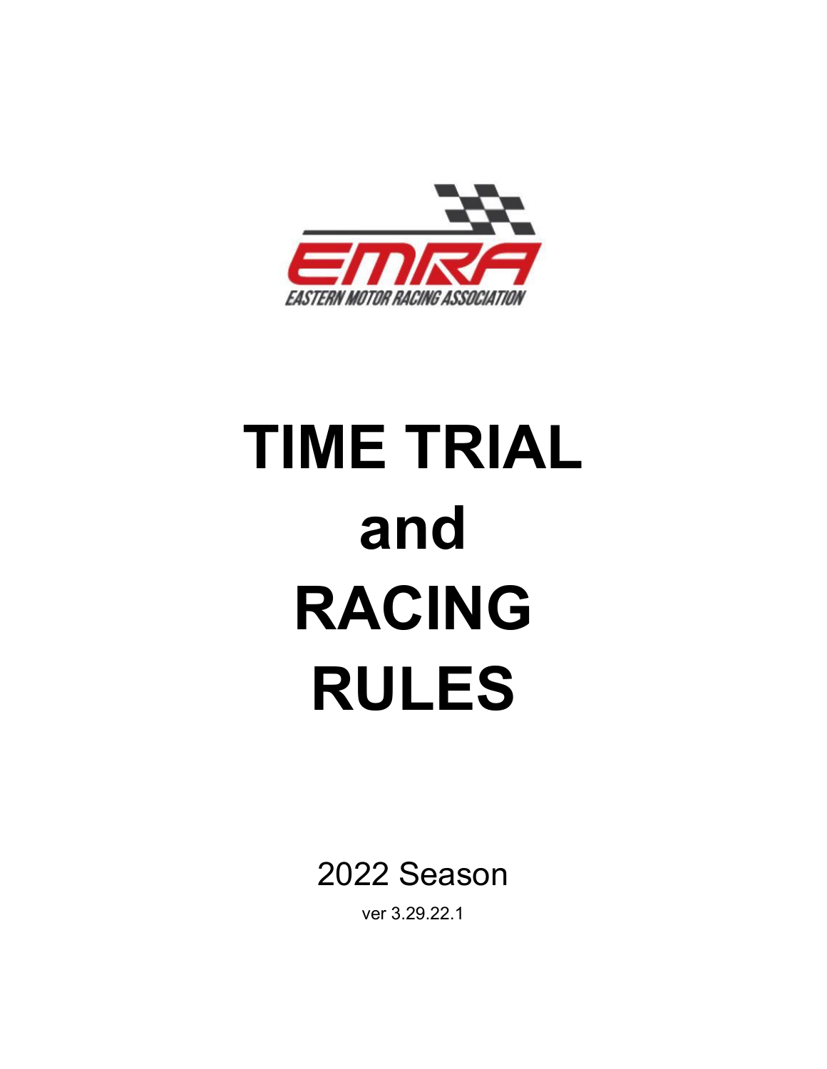EMRA

EASTERN MOTOR RACING ASSOCIATION

# TIME TRIAL and RACING RULES

2022 Season

ver 3.29.22.1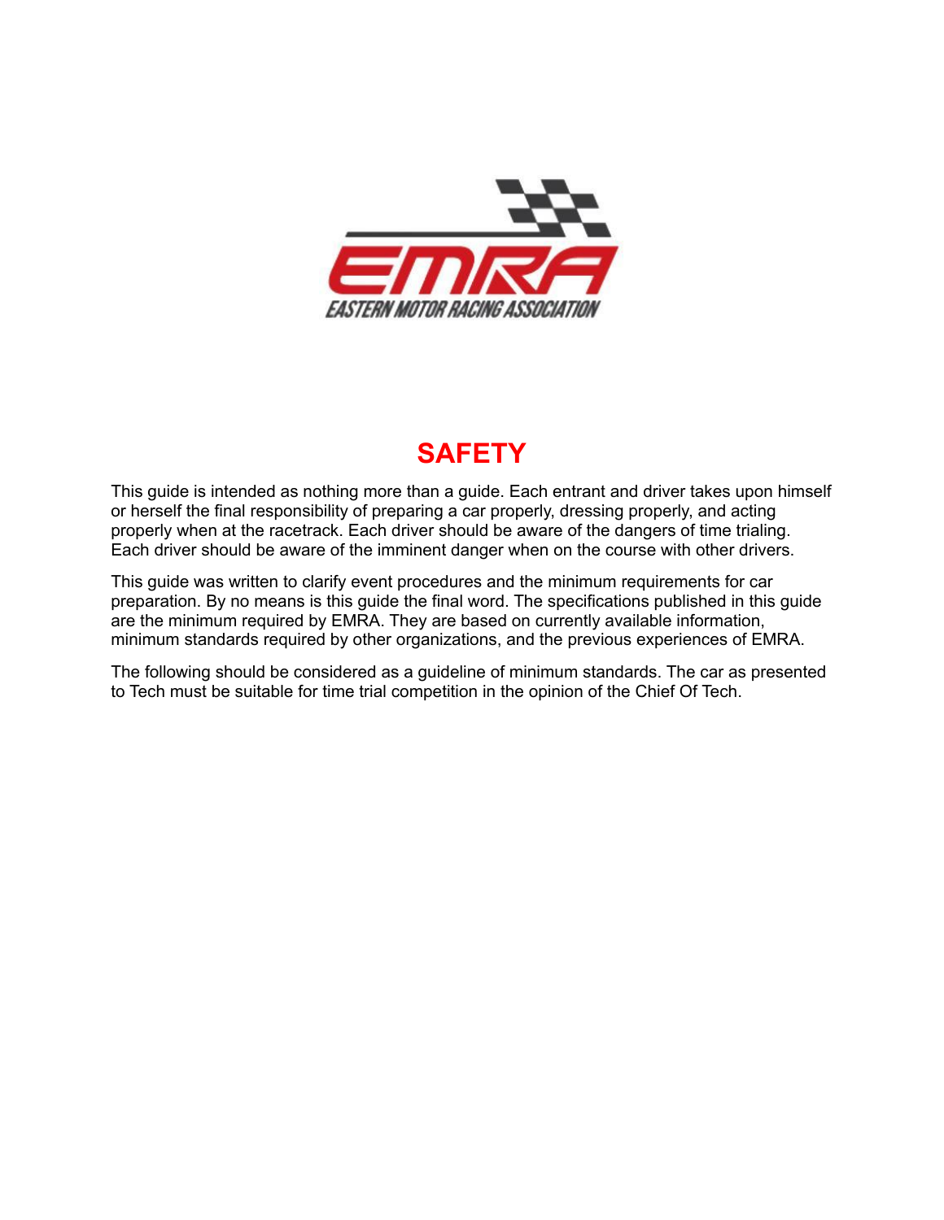# SAFETY

This guide is intended as nothing more than a guide. Each entrant and driver takes upon himself or herself the final responsibility of preparing a car properly, dressing properly, and acting properly when at the racetrack. Each driver should be aware of the dangers of time trialing. Each driver should be aware of the imminent danger when on the course with other drivers.

This guide was written to clarify event procedures and the minimum requirements for car preparation. By no means is this guide the final word. The specifications published in this guide are the minimum required by EMRA. They are based on currently available information, minimum standards required by other organizations, and the previous experiences of EMRA.

The following should be considered as a guideline of minimum standards. The car as presented to Tech must be suitable for time trial competition in the opinion of the Chief Of Tech.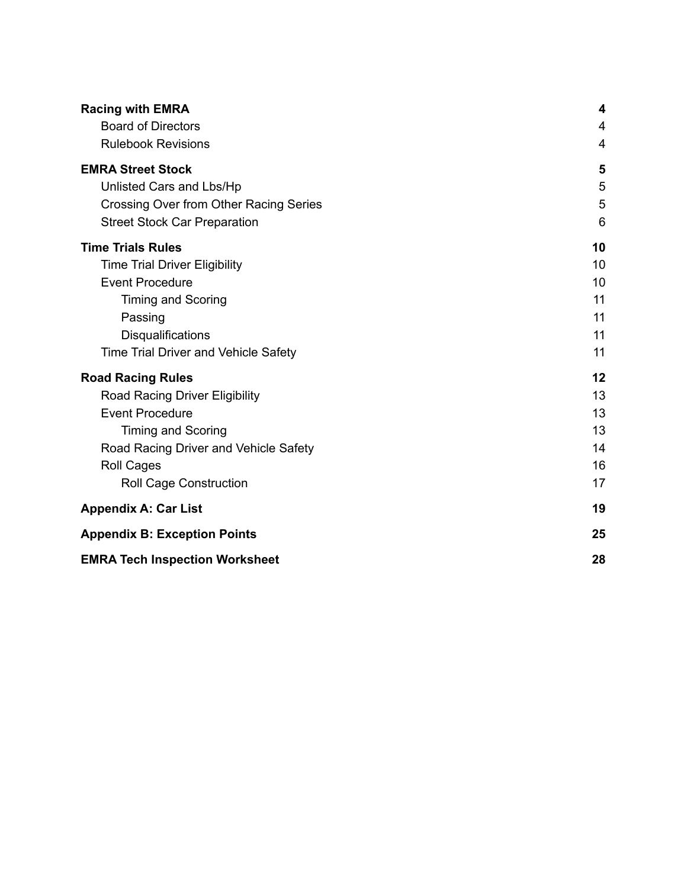| | |
|---|---|
| **Racing with EMRA** | **4** |
| Board of Directors | 4 |
| Rulebook Revisions | 4 |
| **EMRA Street Stock** | **5** |
| Unlisted Cars and Lbs/Hp | 5 |
| Crossing Over from Other Racing Series | 5 |
| Street Stock Car Preparation | 6 |
| **Time Trials Rules** | **10** |
| Time Trial Driver Eligibility | 10 |
| Event Procedure | 10 |
| Timing and Scoring | 11 |
| Passing | 11 |
| Disqualifications | 11 |
| Time Trial Driver and Vehicle Safety | 11 |
| **Road Racing Rules** | **12** |
| Road Racing Driver Eligibility | 13 |
| Event Procedure | 13 |
| Timing and Scoring | 13 |
| Road Racing Driver and Vehicle Safety | 14 |
| Roll Cages | 16 |
| Roll Cage Construction | 17 |
| **Appendix A: Car List** | **19** |
| **Appendix B: Exception Points** | **25** |
| **EMRA Tech Inspection Worksheet** | **28** |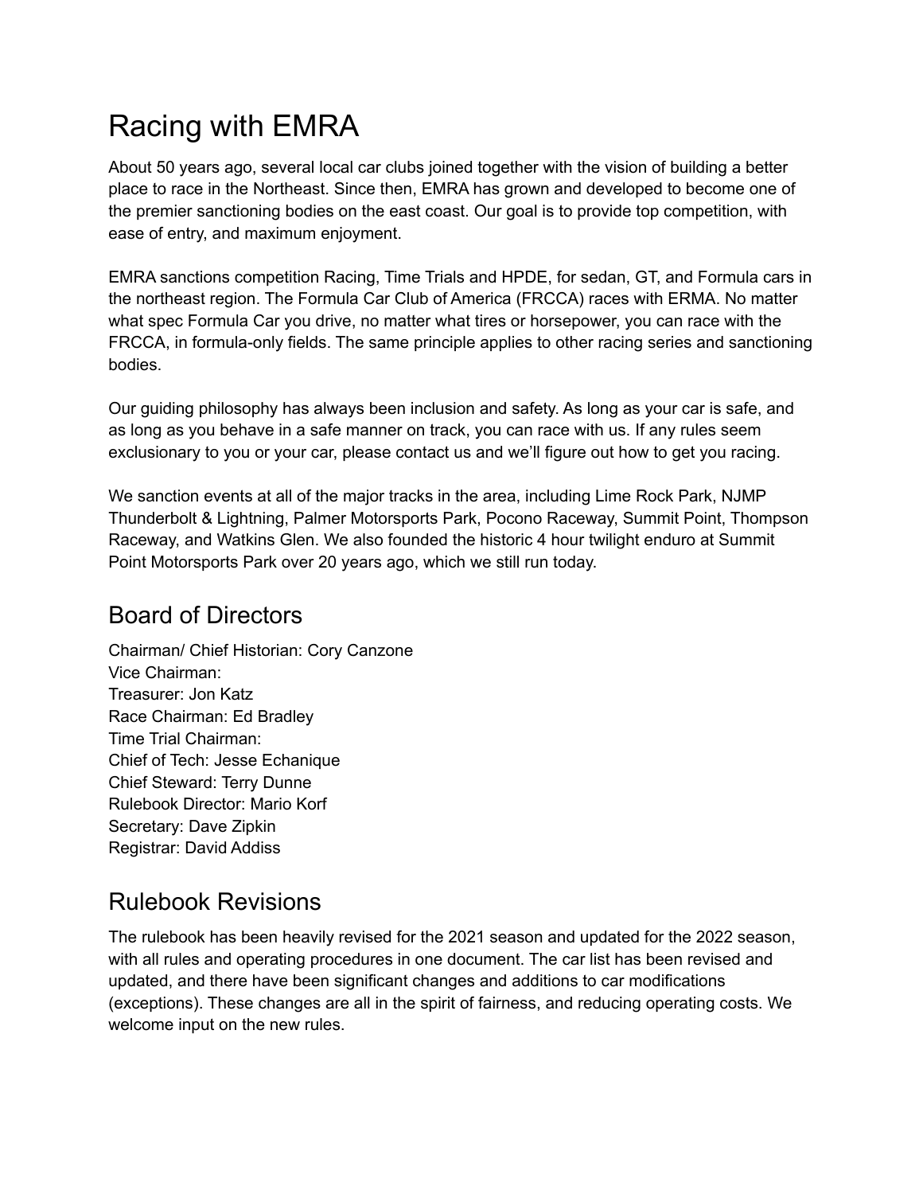# Racing with EMRA

About 50 years ago, several local car clubs joined together with the vision of building a better place to race in the Northeast. Since then, EMRA has grown and developed to become one of the premier sanctioning bodies on the east coast. Our goal is to provide top competition, with ease of entry, and maximum enjoyment.

EMRA sanctions competition Racing, Time Trials and HPDE, for sedan, GT, and Formula cars in the northeast region. The Formula Car Club of America (FRCCA) races with ERMA. No matter what spec Formula Car you drive, no matter what tires or horsepower, you can race with the FRCCA, in formula-only fields. The same principle applies to other racing series and sanctioning bodies.

Our guiding philosophy has always been inclusion and safety. As long as your car is safe, and as long as you behave in a safe manner on track, you can race with us. If any rules seem exclusionary to you or your car, please contact us and we'll figure out how to get you racing.

We sanction events at all of the major tracks in the area, including Lime Rock Park, NJMP Thunderbolt & Lightning, Palmer Motorsports Park, Pocono Raceway, Summit Point, Thompson Raceway, and Watkins Glen. We also founded the historic 4 hour twilight enduro at Summit Point Motorsports Park over 20 years ago, which we still run today.

## Board of Directors

Chairman/ Chief Historian: Cory Canzone
Vice Chairman:
Treasurer: Jon Katz
Race Chairman: Ed Bradley
Time Trial Chairman:
Chief of Tech: Jesse Echanique
Chief Steward: Terry Dunne
Rulebook Director: Mario Korf
Secretary: Dave Zipkin
Registrar: David Addiss

## Rulebook Revisions

The rulebook has been heavily revised for the 2021 season and updated for the 2022 season, with all rules and operating procedures in one document. The car list has been revised and updated, and there have been significant changes and additions to car modifications (exceptions). These changes are all in the spirit of fairness, and reducing operating costs. We welcome input on the new rules.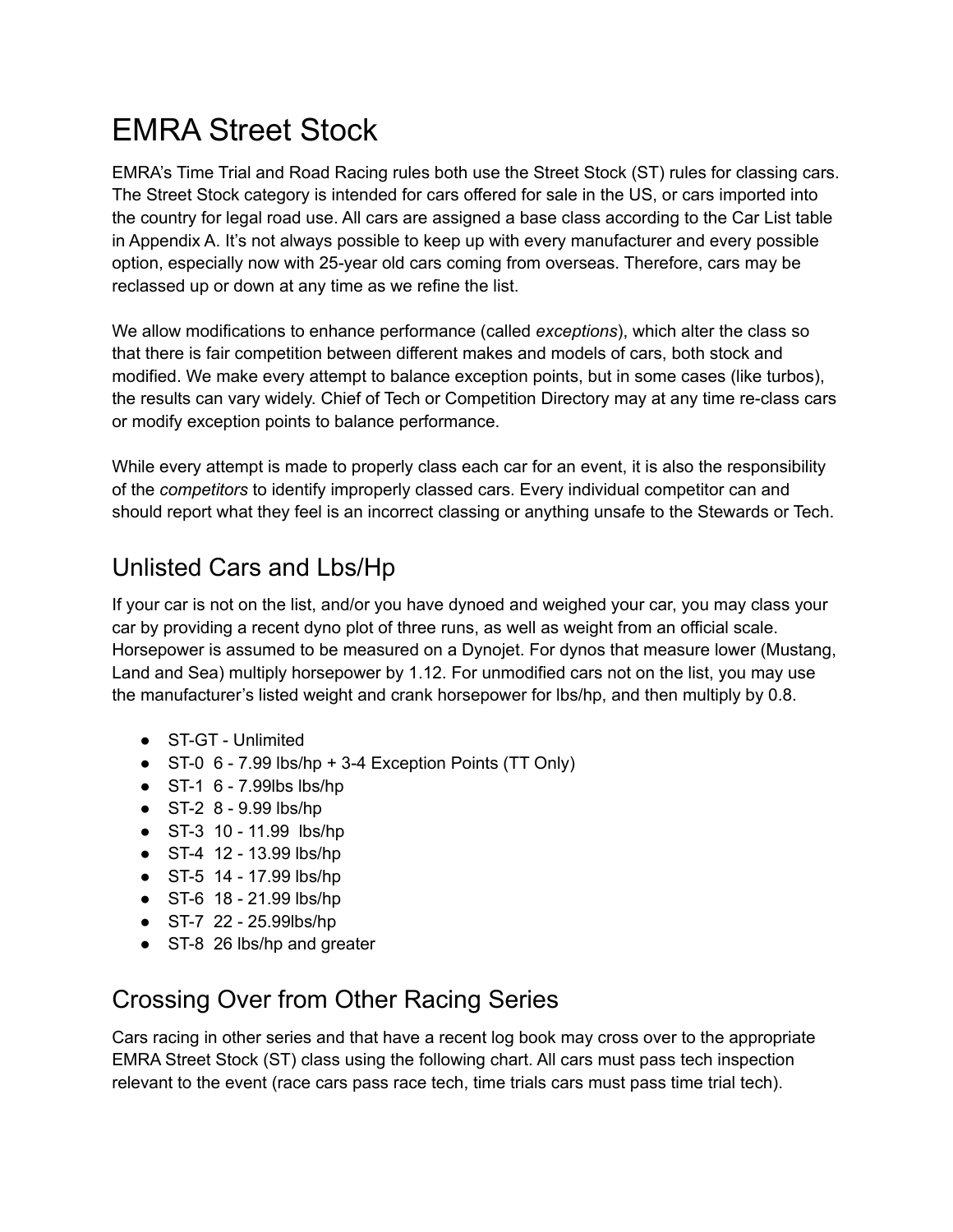# EMRA Street Stock

EMRA's Time Trial and Road Racing rules both use the Street Stock (ST) rules for classing cars. The Street Stock category is intended for cars offered for sale in the US, or cars imported into the country for legal road use. All cars are assigned a base class according to the Car List table in Appendix A. It's not always possible to keep up with every manufacturer and every possible option, especially now with 25-year old cars coming from overseas. Therefore, cars may be reclassed up or down at any time as we refine the list.

We allow modifications to enhance performance (called *exceptions*), which alter the class so that there is fair competition between different makes and models of cars, both stock and modified. We make every attempt to balance exception points, but in some cases (like turbos), the results can vary widely. Chief of Tech or Competition Directory may at any time re-class cars or modify exception points to balance performance.

While every attempt is made to properly class each car for an event, it is also the responsibility of the *competitors* to identify improperly classed cars. Every individual competitor can and should report what they feel is an incorrect classing or anything unsafe to the Stewards or Tech.

## Unlisted Cars and Lbs/Hp

If your car is not on the list, and/or you have dynoed and weighed your car, you may class your car by providing a recent dyno plot of three runs, as well as weight from an official scale. Horsepower is assumed to be measured on a Dynojet. For dynos that measure lower (Mustang, Land and Sea) multiply horsepower by 1.12. For unmodified cars not on the list, you may use the manufacturer's listed weight and crank horsepower for lbs/hp, and then multiply by 0.8.

- ST-GT - Unlimited
- ST-0 6 - 7.99 lbs/hp + 3-4 Exception Points (TT Only)
- ST-1 6 - 7.99lbs lbs/hp
- ST-2 8 - 9.99 lbs/hp
- ST-3 10 - 11.99 lbs/hp
- ST-4 12 - 13.99 lbs/hp
- ST-5 14 - 17.99 lbs/hp
- ST-6 18 - 21.99 lbs/hp
- ST-7 22 - 25.99lbs/hp
- ST-8 26 lbs/hp and greater

## Crossing Over from Other Racing Series

Cars racing in other series and that have a recent log book may cross over to the appropriate EMRA Street Stock (ST) class using the following chart. All cars must pass tech inspection relevant to the event (race cars pass race tech, time trials cars must pass time trial tech).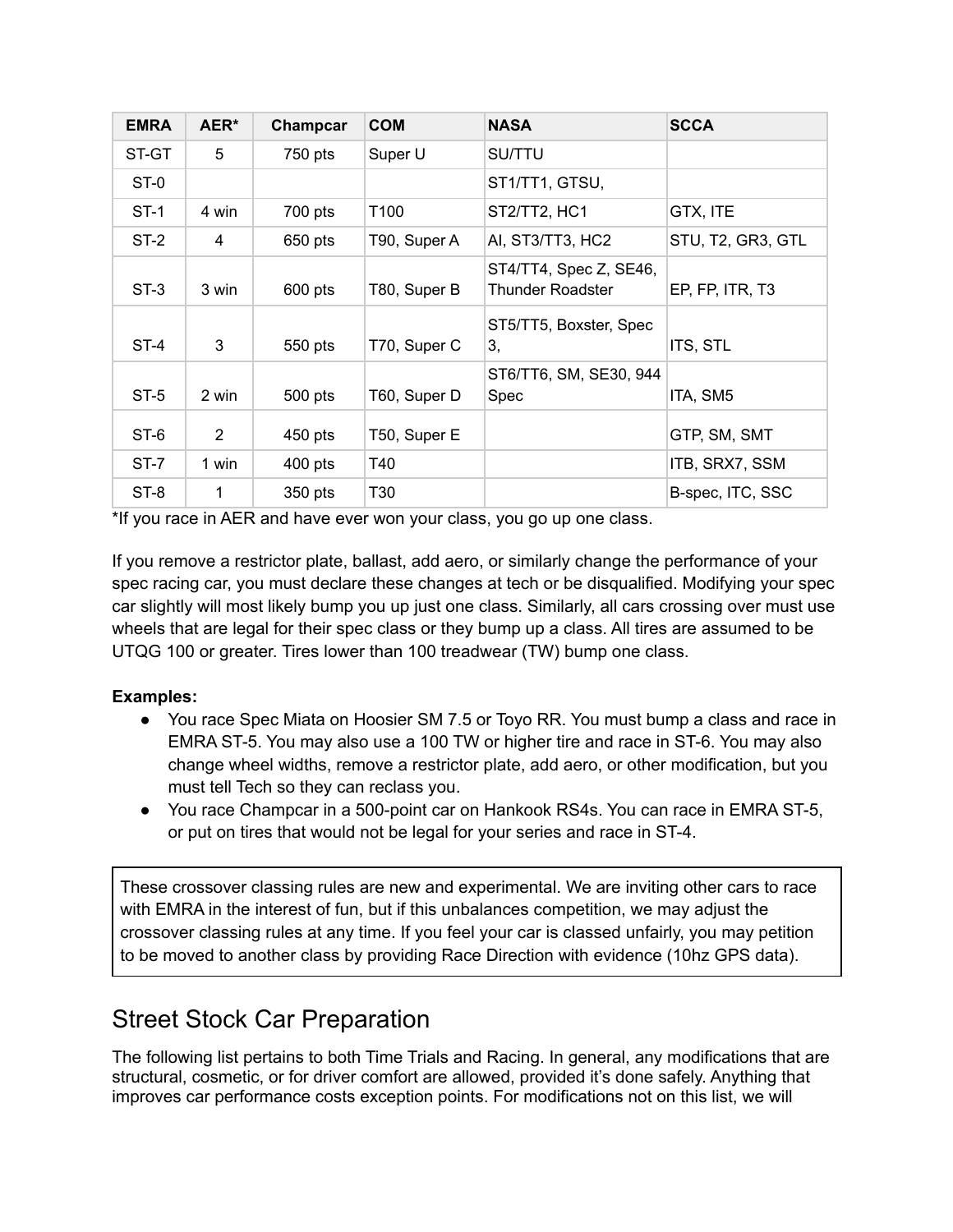| EMRA | AER* | Champcar | COM | NASA | SCCA |
|---|---|---|---|---|---|
| ST-GT | 5 | 750 pts | Super U | SU/TTU | |
| ST-0 | | | | ST1/TT1, GTSU, | |
| ST-1 | 4 win | 700 pts | T100 | ST2/TT2, HC1 | GTX, ITE |
| ST-2 | 4 | 650 pts | T90, Super A | AI, ST3/TT3, HC2 | STU, T2, GR3, GTL |
| ST-3 | 3 win | 600 pts | T80, Super B | ST4/TT4, Spec Z, SE46, Thunder Roadster | EP, FP, ITR, T3 |
| ST-4 | 3 | 550 pts | T70, Super C | ST5/TT5, Boxster, Spec 3, | ITS, STL |
| ST-5 | 2 win | 500 pts | T60, Super D | ST6/TT6, SM, SE30, 944 Spec | ITA, SM5 |
| ST-6 | 2 | 450 pts | T50, Super E | | GTP, SM, SMT |
| ST-7 | 1 win | 400 pts | T40 | | ITB, SRX7, SSM |
| ST-8 | 1 | 350 pts | T30 | | B-spec, ITC, SSC |

*If you race in AER and have ever won your class, you go up one class.

If you remove a restrictor plate, ballast, add aero, or similarly change the performance of your spec racing car, you must declare these changes at tech or be disqualified. Modifying your spec car slightly will most likely bump you up just one class. Similarly, all cars crossing over must use wheels that are legal for their spec class or they bump up a class. All tires are assumed to be UTQG 100 or greater. Tires lower than 100 treadwear (TW) bump one class.

**Examples:**

- You race Spec Miata on Hoosier SM 7.5 or Toyo RR. You must bump a class and race in EMRA ST-5. You may also use a 100 TW or higher tire and race in ST-6. You may also change wheel widths, remove a restrictor plate, add aero, or other modification, but you must tell Tech so they can reclass you.
- You race Champcar in a 500-point car on Hankook RS4s. You can race in EMRA ST-5, or put on tires that would not be legal for your series and race in ST-4.

> These crossover classing rules are new and experimental. We are inviting other cars to race with EMRA in the interest of fun, but if this unbalances competition, we may adjust the crossover classing rules at any time. If you feel your car is classed unfairly, you may petition to be moved to another class by providing Race Direction with evidence (10hz GPS data).

## Street Stock Car Preparation

The following list pertains to both Time Trials and Racing. In general, any modifications that are structural, cosmetic, or for driver comfort are allowed, provided it's done safely. Anything that improves car performance costs exception points. For modifications not on this list, we will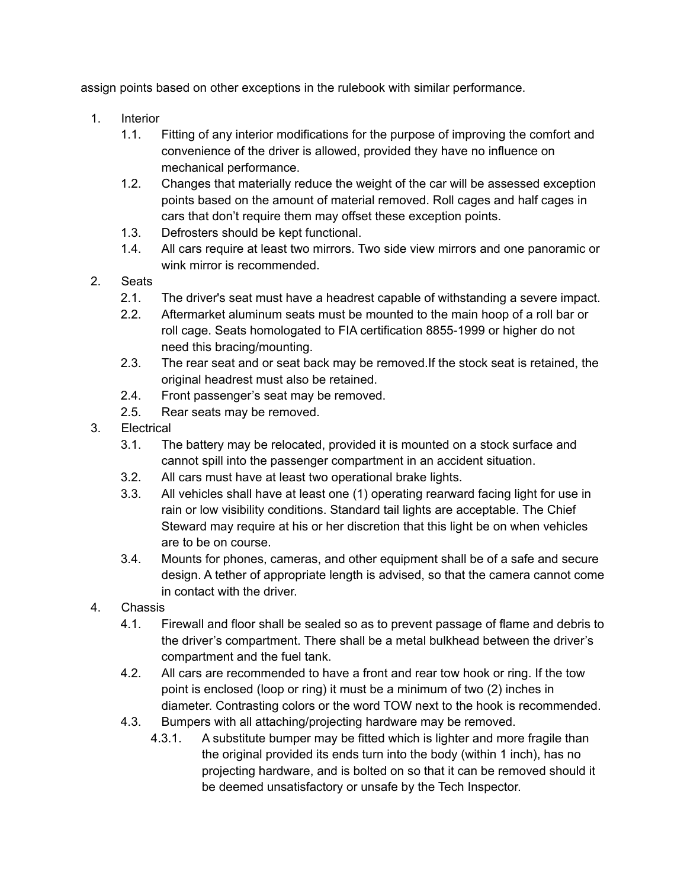assign points based on other exceptions in the rulebook with similar performance.

1. Interior
   - 1.1. Fitting of any interior modifications for the purpose of improving the comfort and convenience of the driver is allowed, provided they have no influence on mechanical performance.
   - 1.2. Changes that materially reduce the weight of the car will be assessed exception points based on the amount of material removed. Roll cages and half cages in cars that don't require them may offset these exception points.
   - 1.3. Defrosters should be kept functional.
   - 1.4. All cars require at least two mirrors. Two side view mirrors and one panoramic or wink mirror is recommended.
2. Seats
   - 2.1. The driver's seat must have a headrest capable of withstanding a severe impact.
   - 2.2. Aftermarket aluminum seats must be mounted to the main hoop of a roll bar or roll cage. Seats homologated to FIA certification 8855-1999 or higher do not need this bracing/mounting.
   - 2.3. The rear seat and or seat back may be removed.If the stock seat is retained, the original headrest must also be retained.
   - 2.4. Front passenger's seat may be removed.
   - 2.5. Rear seats may be removed.
3. Electrical
   - 3.1. The battery may be relocated, provided it is mounted on a stock surface and cannot spill into the passenger compartment in an accident situation.
   - 3.2. All cars must have at least two operational brake lights.
   - 3.3. All vehicles shall have at least one (1) operating rearward facing light for use in rain or low visibility conditions. Standard tail lights are acceptable. The Chief Steward may require at his or her discretion that this light be on when vehicles are to be on course.
   - 3.4. Mounts for phones, cameras, and other equipment shall be of a safe and secure design. A tether of appropriate length is advised, so that the camera cannot come in contact with the driver.
4. Chassis
   - 4.1. Firewall and floor shall be sealed so as to prevent passage of flame and debris to the driver's compartment. There shall be a metal bulkhead between the driver's compartment and the fuel tank.
   - 4.2. All cars are recommended to have a front and rear tow hook or ring. If the tow point is enclosed (loop or ring) it must be a minimum of two (2) inches in diameter. Contrasting colors or the word TOW next to the hook is recommended.
   - 4.3. Bumpers with all attaching/projecting hardware may be removed.
     - 4.3.1. A substitute bumper may be fitted which is lighter and more fragile than the original provided its ends turn into the body (within 1 inch), has no projecting hardware, and is bolted on so that it can be removed should it be deemed unsatisfactory or unsafe by the Tech Inspector.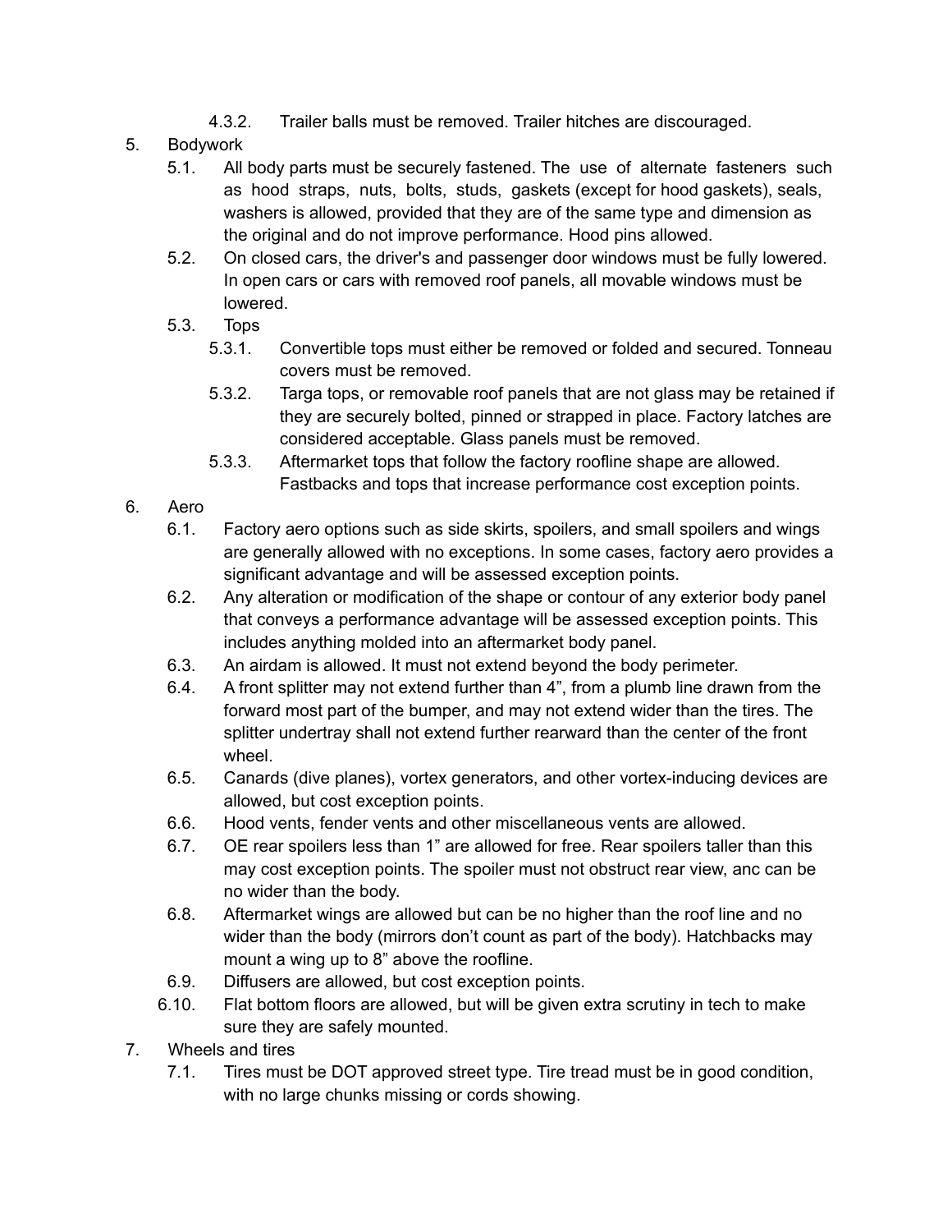- 4.3.2. Trailer balls must be removed. Trailer hitches are discouraged.

5. Bodywork
   - 5.1. All body parts must be securely fastened. The use of alternate fasteners such as hood straps, nuts, bolts, studs, gaskets (except for hood gaskets), seals, washers is allowed, provided that they are of the same type and dimension as the original and do not improve performance. Hood pins allowed.
   - 5.2. On closed cars, the driver's and passenger door windows must be fully lowered. In open cars or cars with removed roof panels, all movable windows must be lowered.
   - 5.3. Tops
     - 5.3.1. Convertible tops must either be removed or folded and secured. Tonneau covers must be removed.
     - 5.3.2. Targa tops, or removable roof panels that are not glass may be retained if they are securely bolted, pinned or strapped in place. Factory latches are considered acceptable. Glass panels must be removed.
     - 5.3.3. Aftermarket tops that follow the factory roofline shape are allowed. Fastbacks and tops that increase performance cost exception points.

6. Aero
   - 6.1. Factory aero options such as side skirts, spoilers, and small spoilers and wings are generally allowed with no exceptions. In some cases, factory aero provides a significant advantage and will be assessed exception points.
   - 6.2. Any alteration or modification of the shape or contour of any exterior body panel that conveys a performance advantage will be assessed exception points. This includes anything molded into an aftermarket body panel.
   - 6.3. An airdam is allowed. It must not extend beyond the body perimeter.
   - 6.4. A front splitter may not extend further than 4”, from a plumb line drawn from the forward most part of the bumper, and may not extend wider than the tires. The splitter undertray shall not extend further rearward than the center of the front wheel.
   - 6.5. Canards (dive planes), vortex generators, and other vortex-inducing devices are allowed, but cost exception points.
   - 6.6. Hood vents, fender vents and other miscellaneous vents are allowed.
   - 6.7. OE rear spoilers less than 1” are allowed for free. Rear spoilers taller than this may cost exception points. The spoiler must not obstruct rear view, anc can be no wider than the body.
   - 6.8. Aftermarket wings are allowed but can be no higher than the roof line and no wider than the body (mirrors don’t count as part of the body). Hatchbacks may mount a wing up to 8” above the roofline.
   - 6.9. Diffusers are allowed, but cost exception points.
   - 6.10. Flat bottom floors are allowed, but will be given extra scrutiny in tech to make sure they are safely mounted.

7. Wheels and tires
   - 7.1. Tires must be DOT approved street type. Tire tread must be in good condition, with no large chunks missing or cords showing.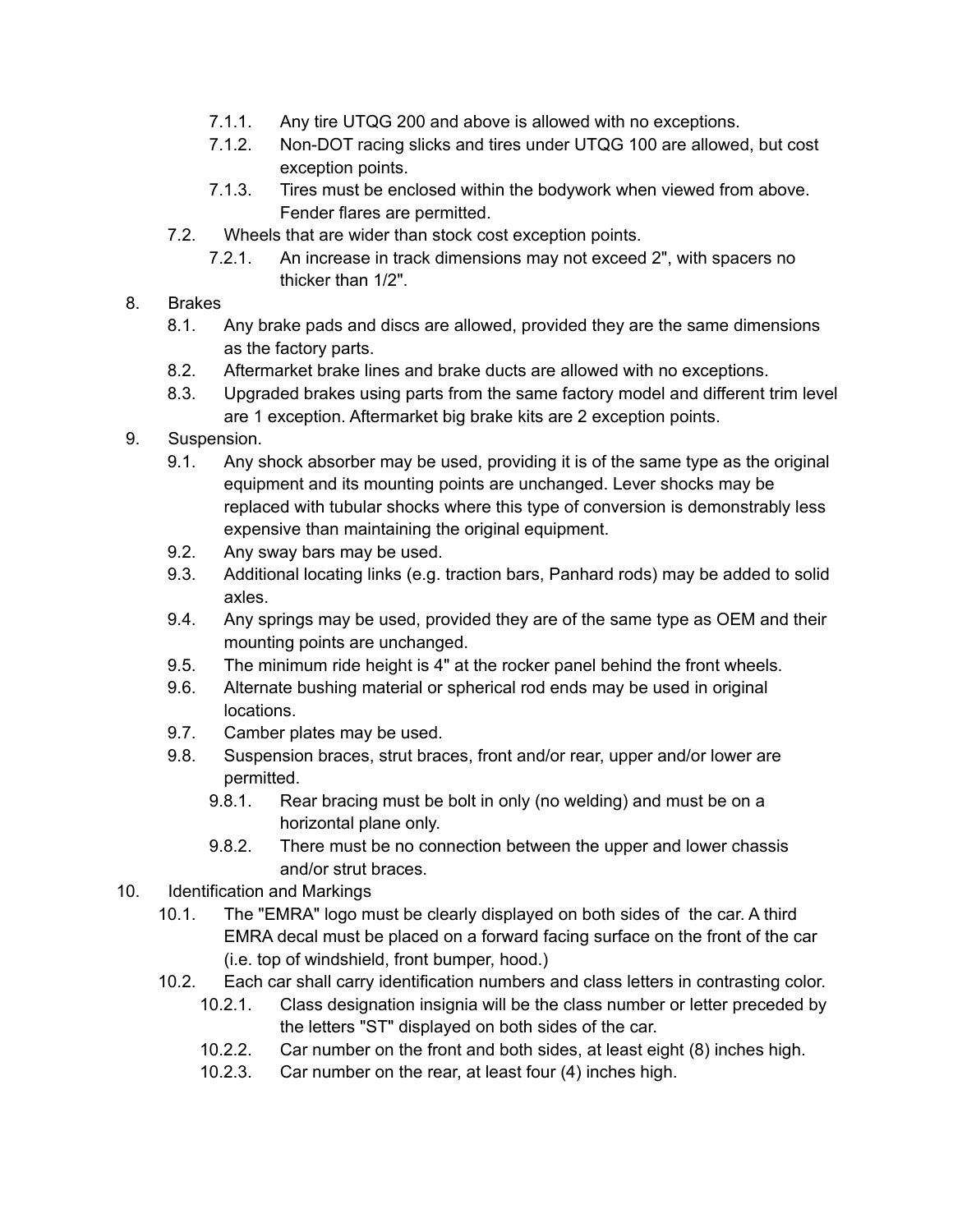- 7.1.1. Any tire UTQG 200 and above is allowed with no exceptions.
- 7.1.2. Non-DOT racing slicks and tires under UTQG 100 are allowed, but cost exception points.
- 7.1.3. Tires must be enclosed within the bodywork when viewed from above. Fender flares are permitted.

7.2. Wheels that are wider than stock cost exception points.

- 7.2.1. An increase in track dimensions may not exceed 2", with spacers no thicker than 1/2".

8. Brakes
   - 8.1. Any brake pads and discs are allowed, provided they are the same dimensions as the factory parts.
   - 8.2. Aftermarket brake lines and brake ducts are allowed with no exceptions.
   - 8.3. Upgraded brakes using parts from the same factory model and different trim level are 1 exception. Aftermarket big brake kits are 2 exception points.
9. Suspension.
   - 9.1. Any shock absorber may be used, providing it is of the same type as the original equipment and its mounting points are unchanged. Lever shocks may be replaced with tubular shocks where this type of conversion is demonstrably less expensive than maintaining the original equipment.
   - 9.2. Any sway bars may be used.
   - 9.3. Additional locating links (e.g. traction bars, Panhard rods) may be added to solid axles.
   - 9.4. Any springs may be used, provided they are of the same type as OEM and their mounting points are unchanged.
   - 9.5. The minimum ride height is 4" at the rocker panel behind the front wheels.
   - 9.6. Alternate bushing material or spherical rod ends may be used in original locations.
   - 9.7. Camber plates may be used.
   - 9.8. Suspension braces, strut braces, front and/or rear, upper and/or lower are permitted.
     - 9.8.1. Rear bracing must be bolt in only (no welding) and must be on a horizontal plane only.
     - 9.8.2. There must be no connection between the upper and lower chassis and/or strut braces.
10. Identification and Markings
    - 10.1. The "EMRA" logo must be clearly displayed on both sides of the car. A third EMRA decal must be placed on a forward facing surface on the front of the car (i.e. top of windshield, front bumper, hood.)
    - 10.2. Each car shall carry identification numbers and class letters in contrasting color.
      - 10.2.1. Class designation insignia will be the class number or letter preceded by the letters "ST" displayed on both sides of the car.
      - 10.2.2. Car number on the front and both sides, at least eight (8) inches high.
      - 10.2.3. Car number on the rear, at least four (4) inches high.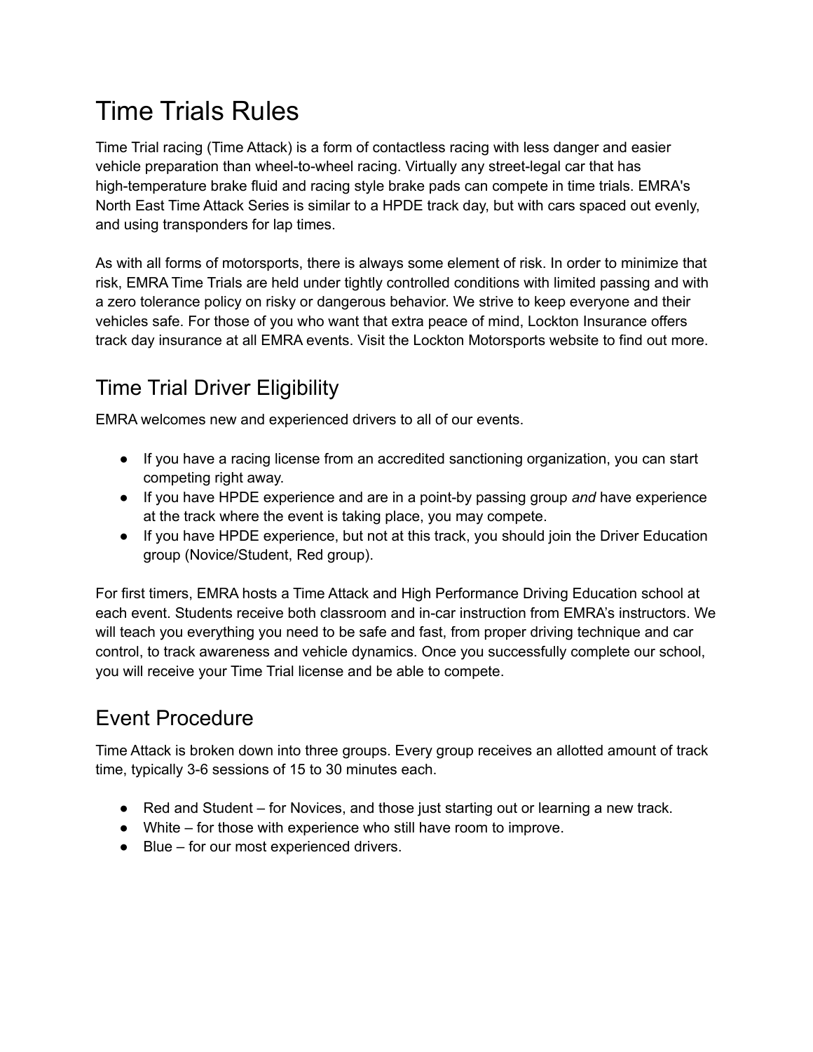# Time Trials Rules

Time Trial racing (Time Attack) is a form of contactless racing with less danger and easier vehicle preparation than wheel-to-wheel racing. Virtually any street-legal car that has high-temperature brake fluid and racing style brake pads can compete in time trials. EMRA's North East Time Attack Series is similar to a HPDE track day, but with cars spaced out evenly, and using transponders for lap times.

As with all forms of motorsports, there is always some element of risk. In order to minimize that risk, EMRA Time Trials are held under tightly controlled conditions with limited passing and with a zero tolerance policy on risky or dangerous behavior. We strive to keep everyone and their vehicles safe. For those of you who want that extra peace of mind, Lockton Insurance offers track day insurance at all EMRA events. Visit the Lockton Motorsports website to find out more.

## Time Trial Driver Eligibility

EMRA welcomes new and experienced drivers to all of our events.

- If you have a racing license from an accredited sanctioning organization, you can start competing right away.
- If you have HPDE experience and are in a point-by passing group *and* have experience at the track where the event is taking place, you may compete.
- If you have HPDE experience, but not at this track, you should join the Driver Education group (Novice/Student, Red group).

For first timers, EMRA hosts a Time Attack and High Performance Driving Education school at each event. Students receive both classroom and in-car instruction from EMRA's instructors. We will teach you everything you need to be safe and fast, from proper driving technique and car control, to track awareness and vehicle dynamics. Once you successfully complete our school, you will receive your Time Trial license and be able to compete.

## Event Procedure

Time Attack is broken down into three groups. Every group receives an allotted amount of track time, typically 3-6 sessions of 15 to 30 minutes each.

- Red and Student – for Novices, and those just starting out or learning a new track.
- White – for those with experience who still have room to improve.
- Blue – for our most experienced drivers.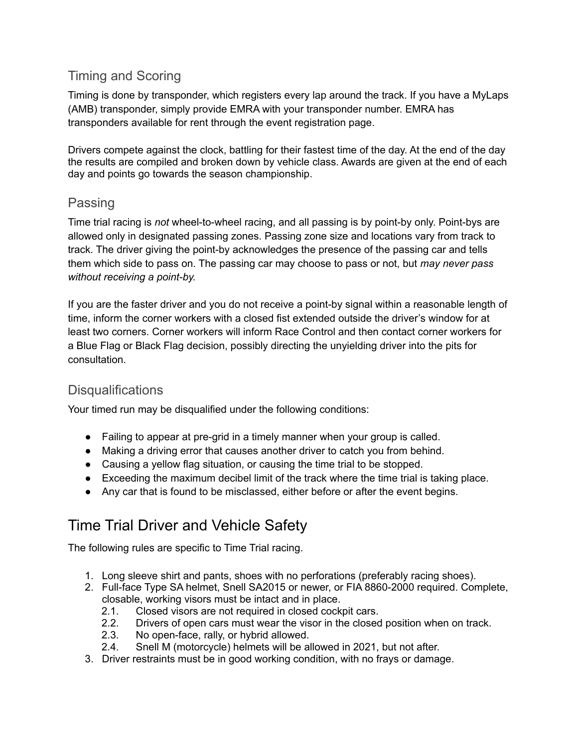## Timing and Scoring

Timing is done by transponder, which registers every lap around the track. If you have a MyLaps (AMB) transponder, simply provide EMRA with your transponder number. EMRA has transponders available for rent through the event registration page.

Drivers compete against the clock, battling for their fastest time of the day. At the end of the day the results are compiled and broken down by vehicle class. Awards are given at the end of each day and points go towards the season championship.

## Passing

Time trial racing is *not* wheel-to-wheel racing, and all passing is by point-by only. Point-bys are allowed only in designated passing zones. Passing zone size and locations vary from track to track. The driver giving the point-by acknowledges the presence of the passing car and tells them which side to pass on. The passing car may choose to pass or not, but *may never pass without receiving a point-by.*

If you are the faster driver and you do not receive a point-by signal within a reasonable length of time, inform the corner workers with a closed fist extended outside the driver's window for at least two corners. Corner workers will inform Race Control and then contact corner workers for a Blue Flag or Black Flag decision, possibly directing the unyielding driver into the pits for consultation.

## Disqualifications

Your timed run may be disqualified under the following conditions:

- Failing to appear at pre-grid in a timely manner when your group is called.
- Making a driving error that causes another driver to catch you from behind.
- Causing a yellow flag situation, or causing the time trial to be stopped.
- Exceeding the maximum decibel limit of the track where the time trial is taking place.
- Any car that is found to be misclassed, either before or after the event begins.

# Time Trial Driver and Vehicle Safety

The following rules are specific to Time Trial racing.

1. Long sleeve shirt and pants, shoes with no perforations (preferably racing shoes).
2. Full-face Type SA helmet, Snell SA2015 or newer, or FIA 8860-2000 required. Complete, closable, working visors must be intact and in place.
   - 2.1. Closed visors are not required in closed cockpit cars.
   - 2.2. Drivers of open cars must wear the visor in the closed position when on track.
   - 2.3. No open-face, rally, or hybrid allowed.
   - 2.4. Snell M (motorcycle) helmets will be allowed in 2021, but not after.
3. Driver restraints must be in good working condition, with no frays or damage.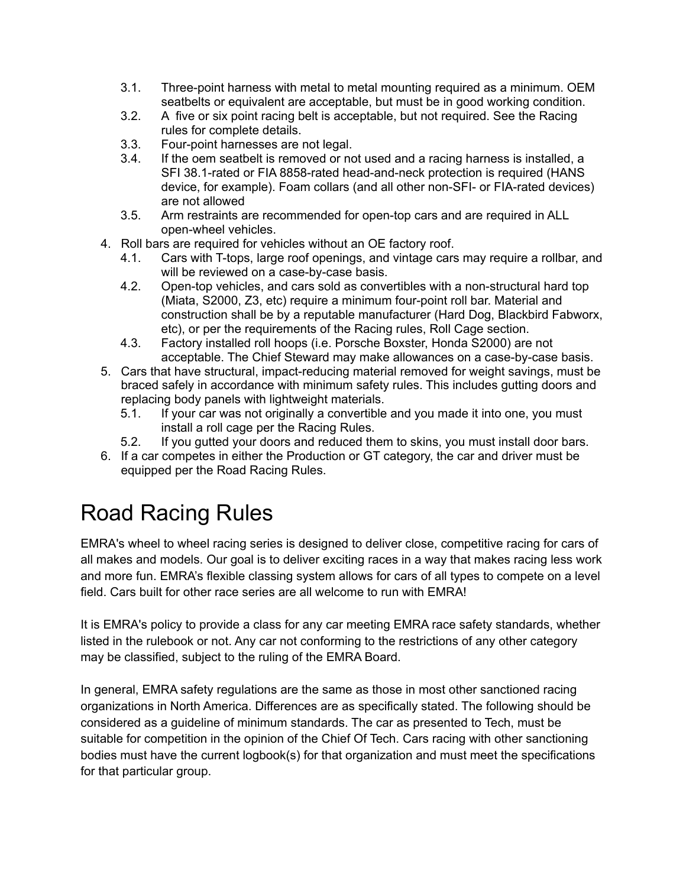3.1. Three-point harness with metal to metal mounting required as a minimum. OEM seatbelts or equivalent are acceptable, but must be in good working condition.
3.2. A five or six point racing belt is acceptable, but not required. See the Racing rules for complete details.
3.3. Four-point harnesses are not legal.
3.4. If the oem seatbelt is removed or not used and a racing harness is installed, a SFI 38.1-rated or FIA 8858-rated head-and-neck protection is required (HANS device, for example). Foam collars (and all other non-SFI- or FIA-rated devices) are not allowed
3.5. Arm restraints are recommended for open-top cars and are required in ALL open-wheel vehicles.

4. Roll bars are required for vehicles without an OE factory roof.
   - 4.1. Cars with T-tops, large roof openings, and vintage cars may require a rollbar, and will be reviewed on a case-by-case basis.
   - 4.2. Open-top vehicles, and cars sold as convertibles with a non-structural hard top (Miata, S2000, Z3, etc) require a minimum four-point roll bar. Material and construction shall be by a reputable manufacturer (Hard Dog, Blackbird Fabworx, etc), or per the requirements of the Racing rules, Roll Cage section.
   - 4.3. Factory installed roll hoops (i.e. Porsche Boxster, Honda S2000) are not acceptable. The Chief Steward may make allowances on a case-by-case basis.
5. Cars that have structural, impact-reducing material removed for weight savings, must be braced safely in accordance with minimum safety rules. This includes gutting doors and replacing body panels with lightweight materials.
   - 5.1. If your car was not originally a convertible and you made it into one, you must install a roll cage per the Racing Rules.
   - 5.2. If you gutted your doors and reduced them to skins, you must install door bars.
6. If a car competes in either the Production or GT category, the car and driver must be equipped per the Road Racing Rules.

# Road Racing Rules

EMRA's wheel to wheel racing series is designed to deliver close, competitive racing for cars of all makes and models. Our goal is to deliver exciting races in a way that makes racing less work and more fun. EMRA's flexible classing system allows for cars of all types to compete on a level field. Cars built for other race series are all welcome to run with EMRA!

It is EMRA's policy to provide a class for any car meeting EMRA race safety standards, whether listed in the rulebook or not. Any car not conforming to the restrictions of any other category may be classified, subject to the ruling of the EMRA Board.

In general, EMRA safety regulations are the same as those in most other sanctioned racing organizations in North America. Differences are as specifically stated. The following should be considered as a guideline of minimum standards. The car as presented to Tech, must be suitable for competition in the opinion of the Chief Of Tech. Cars racing with other sanctioning bodies must have the current logbook(s) for that organization and must meet the specifications for that particular group.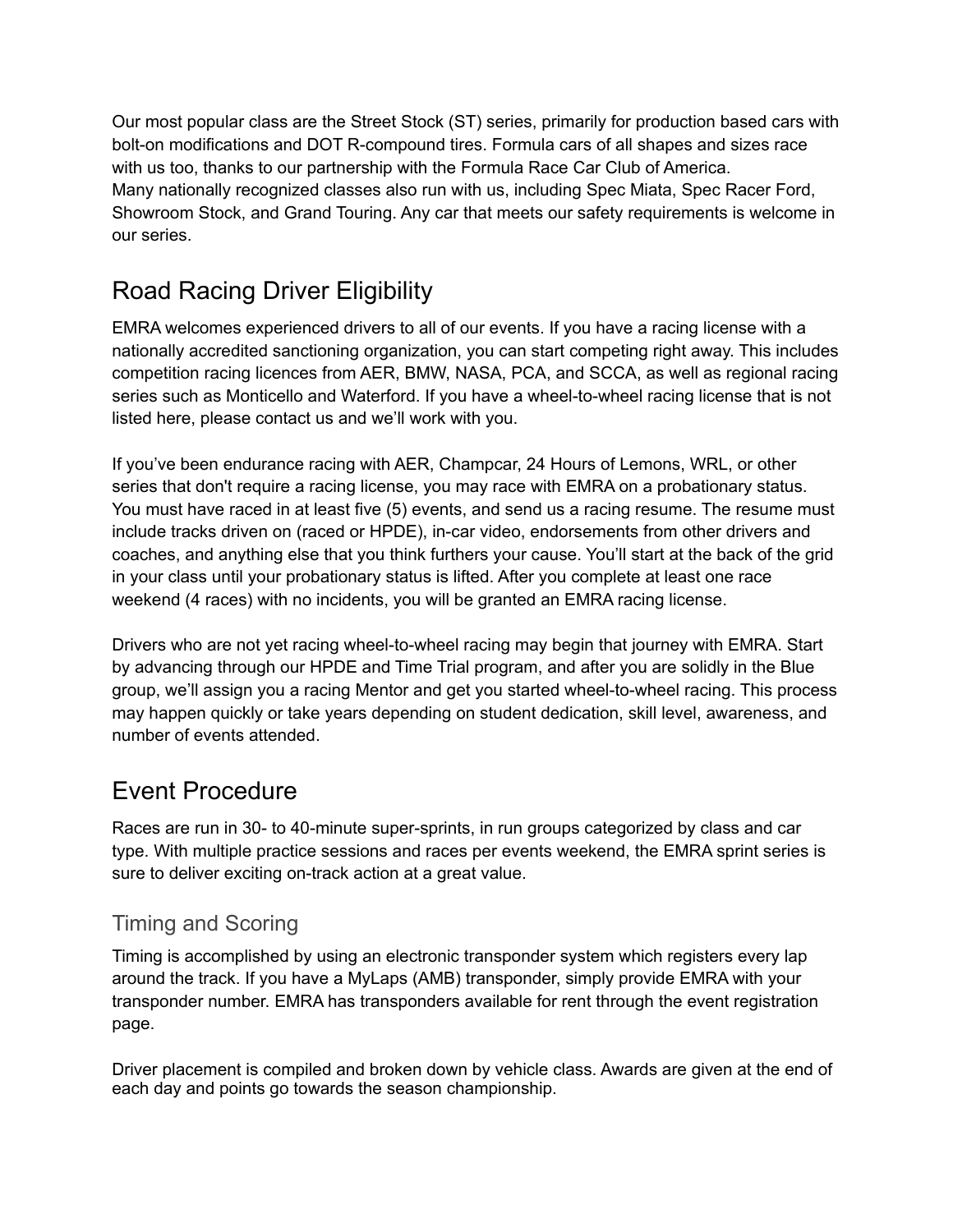Our most popular class are the Street Stock (ST) series, primarily for production based cars with bolt-on modifications and DOT R-compound tires. Formula cars of all shapes and sizes race with us too, thanks to our partnership with the Formula Race Car Club of America.
Many nationally recognized classes also run with us, including Spec Miata, Spec Racer Ford, Showroom Stock, and Grand Touring. Any car that meets our safety requirements is welcome in our series.

# Road Racing Driver Eligibility

EMRA welcomes experienced drivers to all of our events. If you have a racing license with a nationally accredited sanctioning organization, you can start competing right away. This includes competition racing licences from AER, BMW, NASA, PCA, and SCCA, as well as regional racing series such as Monticello and Waterford. If you have a wheel-to-wheel racing license that is not listed here, please contact us and we'll work with you.

If you've been endurance racing with AER, Champcar, 24 Hours of Lemons, WRL, or other series that don't require a racing license, you may race with EMRA on a probationary status. You must have raced in at least five (5) events, and send us a racing resume. The resume must include tracks driven on (raced or HPDE), in-car video, endorsements from other drivers and coaches, and anything else that you think furthers your cause. You'll start at the back of the grid in your class until your probationary status is lifted. After you complete at least one race weekend (4 races) with no incidents, you will be granted an EMRA racing license.

Drivers who are not yet racing wheel-to-wheel racing may begin that journey with EMRA. Start by advancing through our HPDE and Time Trial program, and after you are solidly in the Blue group, we'll assign you a racing Mentor and get you started wheel-to-wheel racing. This process may happen quickly or take years depending on student dedication, skill level, awareness, and number of events attended.

# Event Procedure

Races are run in 30- to 40-minute super-sprints, in run groups categorized by class and car type. With multiple practice sessions and races per events weekend, the EMRA sprint series is sure to deliver exciting on-track action at a great value.

## Timing and Scoring

Timing is accomplished by using an electronic transponder system which registers every lap around the track. If you have a MyLaps (AMB) transponder, simply provide EMRA with your transponder number. EMRA has transponders available for rent through the event registration page.

Driver placement is compiled and broken down by vehicle class. Awards are given at the end of each day and points go towards the season championship.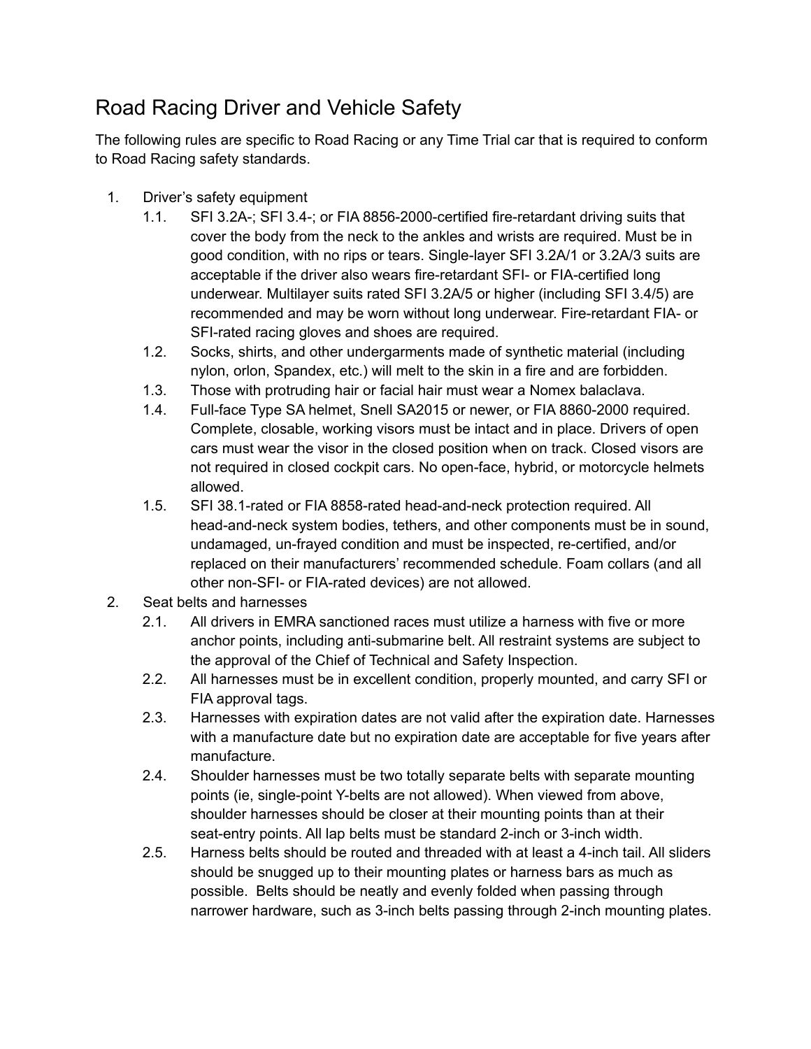# Road Racing Driver and Vehicle Safety

The following rules are specific to Road Racing or any Time Trial car that is required to conform to Road Racing safety standards.

1. Driver's safety equipment
   1.1. SFI 3.2A-; SFI 3.4-; or FIA 8856-2000-certified fire-retardant driving suits that cover the body from the neck to the ankles and wrists are required. Must be in good condition, with no rips or tears. Single-layer SFI 3.2A/1 or 3.2A/3 suits are acceptable if the driver also wears fire-retardant SFI- or FIA-certified long underwear. Multilayer suits rated SFI 3.2A/5 or higher (including SFI 3.4/5) are recommended and may be worn without long underwear. Fire-retardant FIA- or SFI-rated racing gloves and shoes are required.
   1.2. Socks, shirts, and other undergarments made of synthetic material (including nylon, orlon, Spandex, etc.) will melt to the skin in a fire and are forbidden.
   1.3. Those with protruding hair or facial hair must wear a Nomex balaclava.
   1.4. Full-face Type SA helmet, Snell SA2015 or newer, or FIA 8860-2000 required. Complete, closable, working visors must be intact and in place. Drivers of open cars must wear the visor in the closed position when on track. Closed visors are not required in closed cockpit cars. No open-face, hybrid, or motorcycle helmets allowed.
   1.5. SFI 38.1-rated or FIA 8858-rated head-and-neck protection required. All head-and-neck system bodies, tethers, and other components must be in sound, undamaged, un-frayed condition and must be inspected, re-certified, and/or replaced on their manufacturers' recommended schedule. Foam collars (and all other non-SFI- or FIA-rated devices) are not allowed.
2. Seat belts and harnesses
   2.1. All drivers in EMRA sanctioned races must utilize a harness with five or more anchor points, including anti-submarine belt. All restraint systems are subject to the approval of the Chief of Technical and Safety Inspection.
   2.2. All harnesses must be in excellent condition, properly mounted, and carry SFI or FIA approval tags.
   2.3. Harnesses with expiration dates are not valid after the expiration date. Harnesses with a manufacture date but no expiration date are acceptable for five years after manufacture.
   2.4. Shoulder harnesses must be two totally separate belts with separate mounting points (ie, single-point Y-belts are not allowed). When viewed from above, shoulder harnesses should be closer at their mounting points than at their seat-entry points. All lap belts must be standard 2-inch or 3-inch width.
   2.5. Harness belts should be routed and threaded with at least a 4-inch tail. All sliders should be snugged up to their mounting plates or harness bars as much as possible. Belts should be neatly and evenly folded when passing through narrower hardware, such as 3-inch belts passing through 2-inch mounting plates.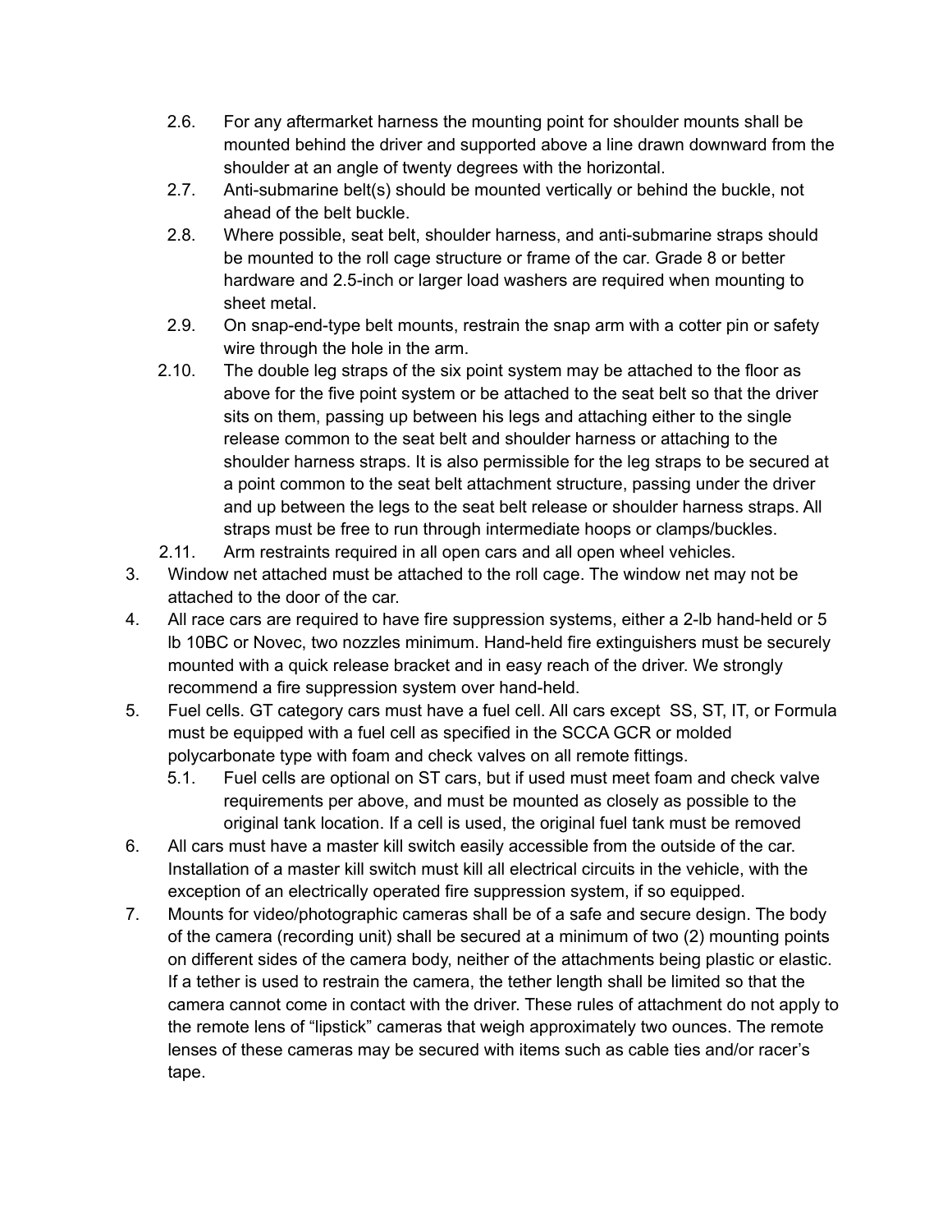2.6. For any aftermarket harness the mounting point for shoulder mounts shall be mounted behind the driver and supported above a line drawn downward from the shoulder at an angle of twenty degrees with the horizontal.

2.7. Anti-submarine belt(s) should be mounted vertically or behind the buckle, not ahead of the belt buckle.

2.8. Where possible, seat belt, shoulder harness, and anti-submarine straps should be mounted to the roll cage structure or frame of the car. Grade 8 or better hardware and 2.5-inch or larger load washers are required when mounting to sheet metal.

2.9. On snap-end-type belt mounts, restrain the snap arm with a cotter pin or safety wire through the hole in the arm.

2.10. The double leg straps of the six point system may be attached to the floor as above for the five point system or be attached to the seat belt so that the driver sits on them, passing up between his legs and attaching either to the single release common to the seat belt and shoulder harness or attaching to the shoulder harness straps. It is also permissible for the leg straps to be secured at a point common to the seat belt attachment structure, passing under the driver and up between the legs to the seat belt release or shoulder harness straps. All straps must be free to run through intermediate hoops or clamps/buckles.

2.11. Arm restraints required in all open cars and all open wheel vehicles.

3. Window net attached must be attached to the roll cage. The window net may not be attached to the door of the car.

4. All race cars are required to have fire suppression systems, either a 2-lb hand-held or 5 lb 10BC or Novec, two nozzles minimum. Hand-held fire extinguishers must be securely mounted with a quick release bracket and in easy reach of the driver. We strongly recommend a fire suppression system over hand-held.

5. Fuel cells. GT category cars must have a fuel cell. All cars except SS, ST, IT, or Formula must be equipped with a fuel cell as specified in the SCCA GCR or molded polycarbonate type with foam and check valves on all remote fittings.

   5.1. Fuel cells are optional on ST cars, but if used must meet foam and check valve requirements per above, and must be mounted as closely as possible to the original tank location. If a cell is used, the original fuel tank must be removed

6. All cars must have a master kill switch easily accessible from the outside of the car. Installation of a master kill switch must kill all electrical circuits in the vehicle, with the exception of an electrically operated fire suppression system, if so equipped.

7. Mounts for video/photographic cameras shall be of a safe and secure design. The body of the camera (recording unit) shall be secured at a minimum of two (2) mounting points on different sides of the camera body, neither of the attachments being plastic or elastic. If a tether is used to restrain the camera, the tether length shall be limited so that the camera cannot come in contact with the driver. These rules of attachment do not apply to the remote lens of "lipstick" cameras that weigh approximately two ounces. The remote lenses of these cameras may be secured with items such as cable ties and/or racer's tape.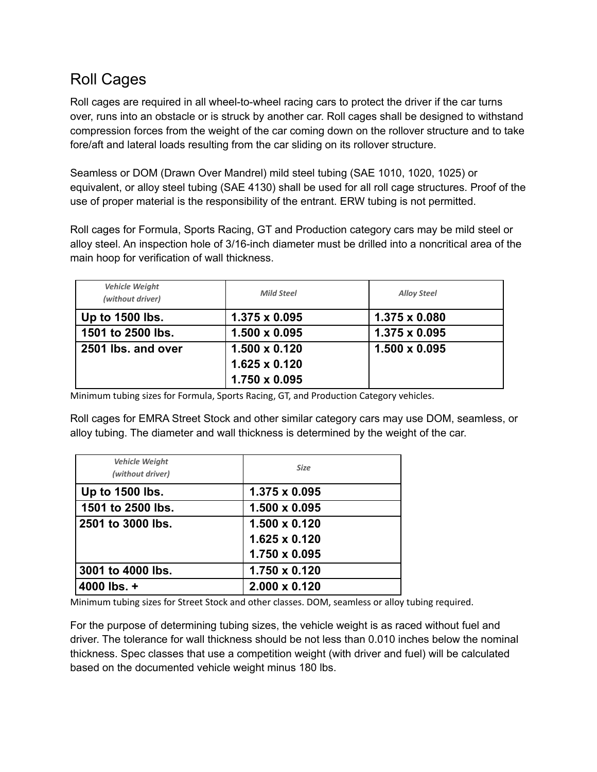## Roll Cages

Roll cages are required in all wheel-to-wheel racing cars to protect the driver if the car turns over, runs into an obstacle or is struck by another car. Roll cages shall be designed to withstand compression forces from the weight of the car coming down on the rollover structure and to take fore/aft and lateral loads resulting from the car sliding on its rollover structure.

Seamless or DOM (Drawn Over Mandrel) mild steel tubing (SAE 1010, 1020, 1025) or equivalent, or alloy steel tubing (SAE 4130) shall be used for all roll cage structures. Proof of the use of proper material is the responsibility of the entrant. ERW tubing is not permitted.

Roll cages for Formula, Sports Racing, GT and Production category cars may be mild steel or alloy steel. An inspection hole of 3/16-inch diameter must be drilled into a noncritical area of the main hoop for verification of wall thickness.

| *Vehicle Weight (without driver)* | *Mild Steel* | *Alloy Steel* |
|---|---|---|
| **Up to 1500 lbs.** | **1.375 x 0.095** | **1.375 x 0.080** |
| **1501 to 2500 lbs.** | **1.500 x 0.095** | **1.375 x 0.095** |
| **2501 lbs. and over** | **1.500 x 0.120**<br>**1.625 x 0.120**<br>**1.750 x 0.095** | **1.500 x 0.095** |

Minimum tubing sizes for Formula, Sports Racing, GT, and Production Category vehicles.

Roll cages for EMRA Street Stock and other similar category cars may use DOM, seamless, or alloy tubing. The diameter and wall thickness is determined by the weight of the car.

| *Vehicle Weight (without driver)* | *Size* |
|---|---|
| **Up to 1500 lbs.** | **1.375 x 0.095** |
| **1501 to 2500 lbs.** | **1.500 x 0.095** |
| **2501 to 3000 lbs.** | **1.500 x 0.120**<br>**1.625 x 0.120**<br>**1.750 x 0.095** |
| **3001 to 4000 lbs.** | **1.750 x 0.120** |
| **4000 lbs. +** | **2.000 x 0.120** |

Minimum tubing sizes for Street Stock and other classes. DOM, seamless or alloy tubing required.

For the purpose of determining tubing sizes, the vehicle weight is as raced without fuel and driver. The tolerance for wall thickness should be not less than 0.010 inches below the nominal thickness. Spec classes that use a competition weight (with driver and fuel) will be calculated based on the documented vehicle weight minus 180 lbs.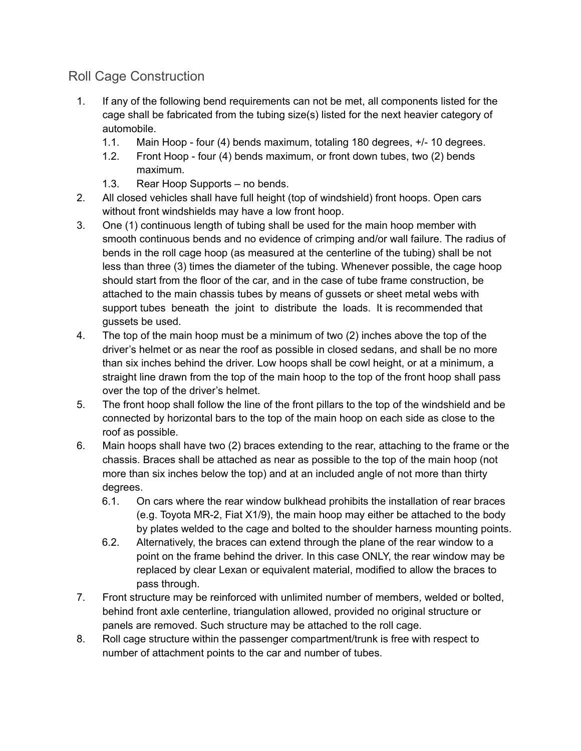## Roll Cage Construction

1. If any of the following bend requirements can not be met, all components listed for the cage shall be fabricated from the tubing size(s) listed for the next heavier category of automobile.
    1.1. Main Hoop - four (4) bends maximum, totaling 180 degrees, +/- 10 degrees.
    1.2. Front Hoop - four (4) bends maximum, or front down tubes, two (2) bends maximum.
    1.3. Rear Hoop Supports – no bends.
2. All closed vehicles shall have full height (top of windshield) front hoops. Open cars without front windshields may have a low front hoop.
3. One (1) continuous length of tubing shall be used for the main hoop member with smooth continuous bends and no evidence of crimping and/or wall failure. The radius of bends in the roll cage hoop (as measured at the centerline of the tubing) shall be not less than three (3) times the diameter of the tubing. Whenever possible, the cage hoop should start from the floor of the car, and in the case of tube frame construction, be attached to the main chassis tubes by means of gussets or sheet metal webs with support tubes beneath the joint to distribute the loads. It is recommended that gussets be used.
4. The top of the main hoop must be a minimum of two (2) inches above the top of the driver's helmet or as near the roof as possible in closed sedans, and shall be no more than six inches behind the driver. Low hoops shall be cowl height, or at a minimum, a straight line drawn from the top of the main hoop to the top of the front hoop shall pass over the top of the driver's helmet.
5. The front hoop shall follow the line of the front pillars to the top of the windshield and be connected by horizontal bars to the top of the main hoop on each side as close to the roof as possible.
6. Main hoops shall have two (2) braces extending to the rear, attaching to the frame or the chassis. Braces shall be attached as near as possible to the top of the main hoop (not more than six inches below the top) and at an included angle of not more than thirty degrees.
    6.1. On cars where the rear window bulkhead prohibits the installation of rear braces (e.g. Toyota MR-2, Fiat X1/9), the main hoop may either be attached to the body by plates welded to the cage and bolted to the shoulder harness mounting points.
    6.2. Alternatively, the braces can extend through the plane of the rear window to a point on the frame behind the driver. In this case ONLY, the rear window may be replaced by clear Lexan or equivalent material, modified to allow the braces to pass through.
7. Front structure may be reinforced with unlimited number of members, welded or bolted, behind front axle centerline, triangulation allowed, provided no original structure or panels are removed. Such structure may be attached to the roll cage.
8. Roll cage structure within the passenger compartment/trunk is free with respect to number of attachment points to the car and number of tubes.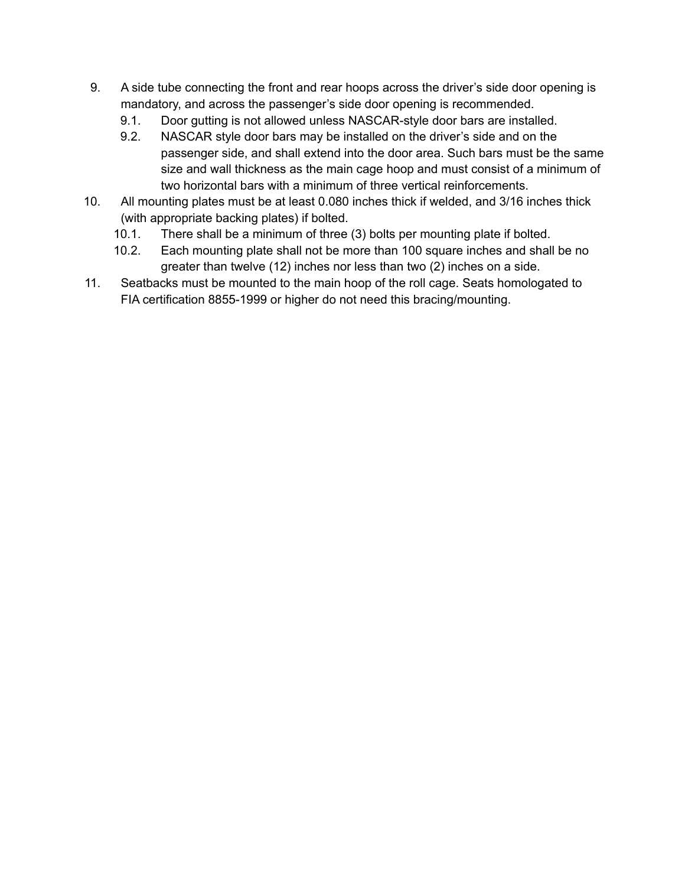9. A side tube connecting the front and rear hoops across the driver's side door opening is mandatory, and across the passenger's side door opening is recommended.
    9.1. Door gutting is not allowed unless NASCAR-style door bars are installed.
    9.2. NASCAR style door bars may be installed on the driver's side and on the passenger side, and shall extend into the door area. Such bars must be the same size and wall thickness as the main cage hoop and must consist of a minimum of two horizontal bars with a minimum of three vertical reinforcements.
10. All mounting plates must be at least 0.080 inches thick if welded, and 3/16 inches thick (with appropriate backing plates) if bolted.
    10.1. There shall be a minimum of three (3) bolts per mounting plate if bolted.
    10.2. Each mounting plate shall not be more than 100 square inches and shall be no greater than twelve (12) inches nor less than two (2) inches on a side.
11. Seatbacks must be mounted to the main hoop of the roll cage. Seats homologated to FIA certification 8855-1999 or higher do not need this bracing/mounting.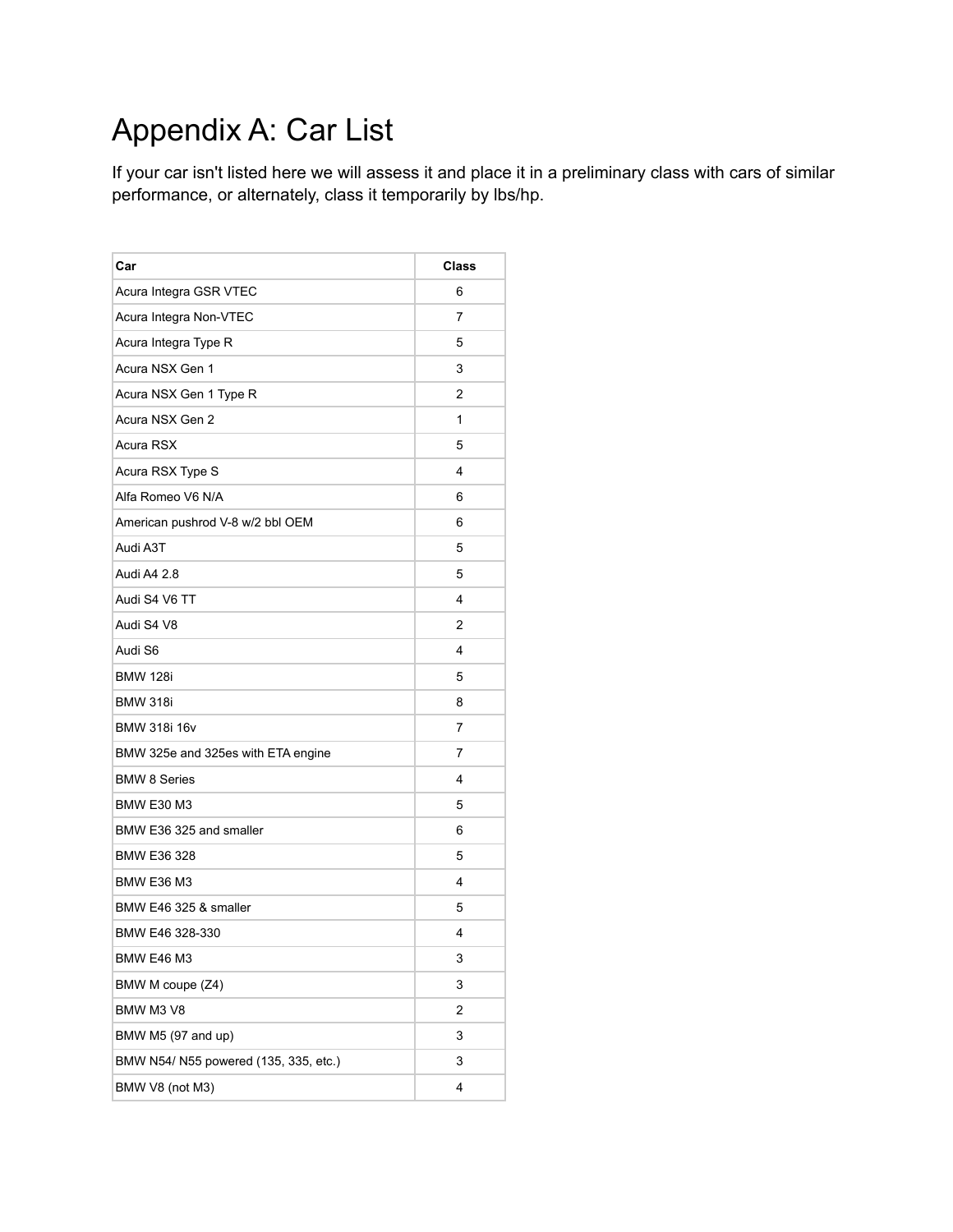# Appendix A: Car List

If your car isn't listed here we will assess it and place it in a preliminary class with cars of similar performance, or alternately, class it temporarily by lbs/hp.

| Car | Class |
|---|---|
| Acura Integra GSR VTEC | 6 |
| Acura Integra Non-VTEC | 7 |
| Acura Integra Type R | 5 |
| Acura NSX Gen 1 | 3 |
| Acura NSX Gen 1 Type R | 2 |
| Acura NSX Gen 2 | 1 |
| Acura RSX | 5 |
| Acura RSX Type S | 4 |
| Alfa Romeo V6 N/A | 6 |
| American pushrod V-8 w/2 bbl OEM | 6 |
| Audi A3T | 5 |
| Audi A4 2.8 | 5 |
| Audi S4 V6 TT | 4 |
| Audi S4 V8 | 2 |
| Audi S6 | 4 |
| BMW 128i | 5 |
| BMW 318i | 8 |
| BMW 318i 16v | 7 |
| BMW 325e and 325es with ETA engine | 7 |
| BMW 8 Series | 4 |
| BMW E30 M3 | 5 |
| BMW E36 325 and smaller | 6 |
| BMW E36 328 | 5 |
| BMW E36 M3 | 4 |
| BMW E46 325 & smaller | 5 |
| BMW E46 328-330 | 4 |
| BMW E46 M3 | 3 |
| BMW M coupe (Z4) | 3 |
| BMW M3 V8 | 2 |
| BMW M5 (97 and up) | 3 |
| BMW N54/ N55 powered (135, 335, etc.) | 3 |
| BMW V8 (not M3) | 4 |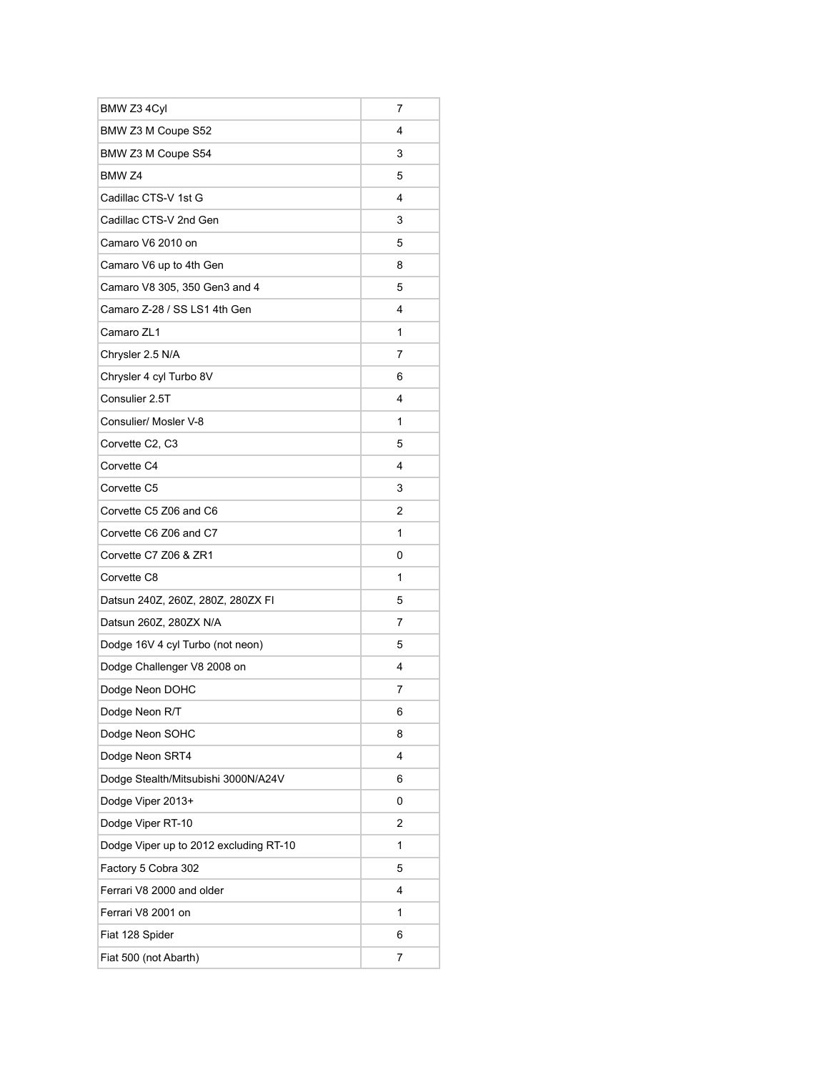| BMW Z3 4Cyl | 7 |
|---|---|
| BMW Z3 M Coupe S52 | 4 |
| BMW Z3 M Coupe S54 | 3 |
| BMW Z4 | 5 |
| Cadillac CTS-V 1st G | 4 |
| Cadillac CTS-V 2nd Gen | 3 |
| Camaro V6 2010 on | 5 |
| Camaro V6 up to 4th Gen | 8 |
| Camaro V8 305, 350 Gen3 and 4 | 5 |
| Camaro Z-28 / SS LS1 4th Gen | 4 |
| Camaro ZL1 | 1 |
| Chrysler 2.5 N/A | 7 |
| Chrysler 4 cyl Turbo 8V | 6 |
| Consulier 2.5T | 4 |
| Consulier/ Mosler V-8 | 1 |
| Corvette C2, C3 | 5 |
| Corvette C4 | 4 |
| Corvette C5 | 3 |
| Corvette C5 Z06 and C6 | 2 |
| Corvette C6 Z06 and C7 | 1 |
| Corvette C7 Z06 & ZR1 | 0 |
| Corvette C8 | 1 |
| Datsun 240Z, 260Z, 280Z, 280ZX FI | 5 |
| Datsun 260Z, 280ZX N/A | 7 |
| Dodge 16V 4 cyl Turbo (not neon) | 5 |
| Dodge Challenger V8 2008 on | 4 |
| Dodge Neon DOHC | 7 |
| Dodge Neon R/T | 6 |
| Dodge Neon SOHC | 8 |
| Dodge Neon SRT4 | 4 |
| Dodge Stealth/Mitsubishi 3000N/A24V | 6 |
| Dodge Viper 2013+ | 0 |
| Dodge Viper RT-10 | 2 |
| Dodge Viper up to 2012 excluding RT-10 | 1 |
| Factory 5 Cobra 302 | 5 |
| Ferrari V8 2000 and older | 4 |
| Ferrari V8 2001 on | 1 |
| Fiat 128 Spider | 6 |
| Fiat 500 (not Abarth) | 7 |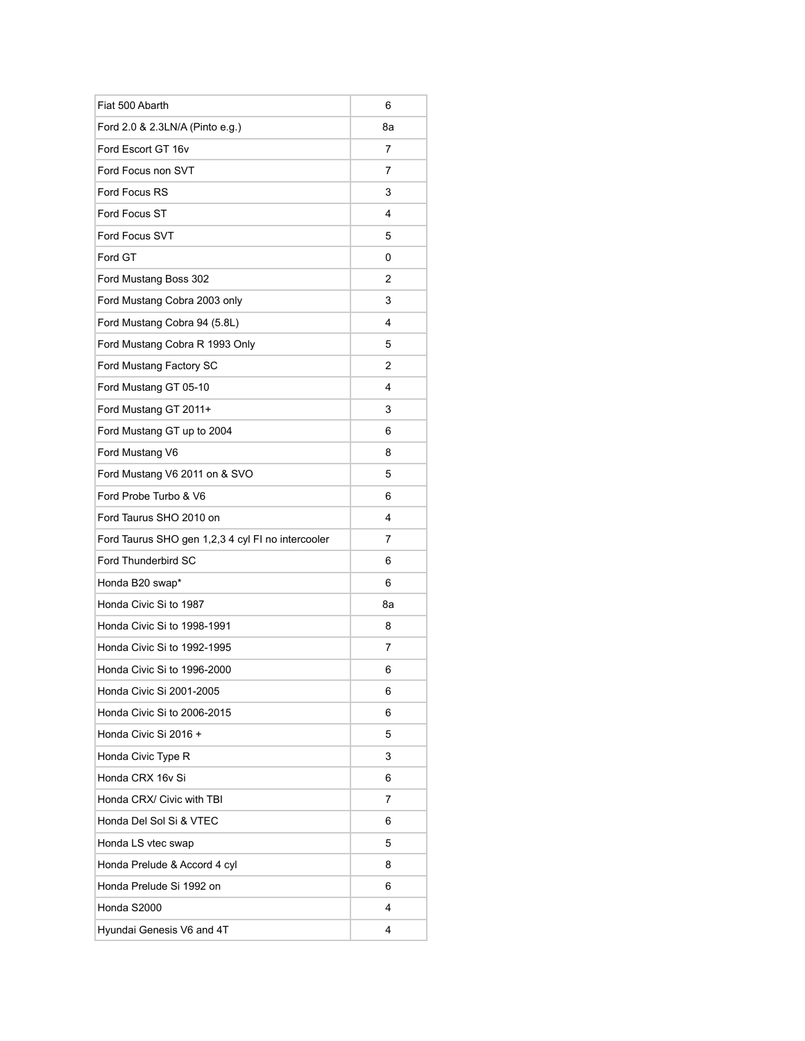| Fiat 500 Abarth | 6 |
|---|---|
| Ford 2.0 & 2.3LN/A (Pinto e.g.) | 8a |
| Ford Escort GT 16v | 7 |
| Ford Focus non SVT | 7 |
| Ford Focus RS | 3 |
| Ford Focus ST | 4 |
| Ford Focus SVT | 5 |
| Ford GT | 0 |
| Ford Mustang Boss 302 | 2 |
| Ford Mustang Cobra 2003 only | 3 |
| Ford Mustang Cobra 94 (5.8L) | 4 |
| Ford Mustang Cobra R 1993 Only | 5 |
| Ford Mustang Factory SC | 2 |
| Ford Mustang GT 05-10 | 4 |
| Ford Mustang GT 2011+ | 3 |
| Ford Mustang GT up to 2004 | 6 |
| Ford Mustang V6 | 8 |
| Ford Mustang V6 2011 on & SVO | 5 |
| Ford Probe Turbo & V6 | 6 |
| Ford Taurus SHO 2010 on | 4 |
| Ford Taurus SHO gen 1,2,3 4 cyl FI no intercooler | 7 |
| Ford Thunderbird SC | 6 |
| Honda B20 swap* | 6 |
| Honda Civic Si to 1987 | 8a |
| Honda Civic Si to 1998-1991 | 8 |
| Honda Civic Si to 1992-1995 | 7 |
| Honda Civic Si to 1996-2000 | 6 |
| Honda Civic Si 2001-2005 | 6 |
| Honda Civic Si to 2006-2015 | 6 |
| Honda Civic Si 2016 + | 5 |
| Honda Civic Type R | 3 |
| Honda CRX 16v Si | 6 |
| Honda CRX/ Civic with TBI | 7 |
| Honda Del Sol Si & VTEC | 6 |
| Honda LS vtec swap | 5 |
| Honda Prelude & Accord 4 cyl | 8 |
| Honda Prelude Si 1992 on | 6 |
| Honda S2000 | 4 |
| Hyundai Genesis V6 and 4T | 4 |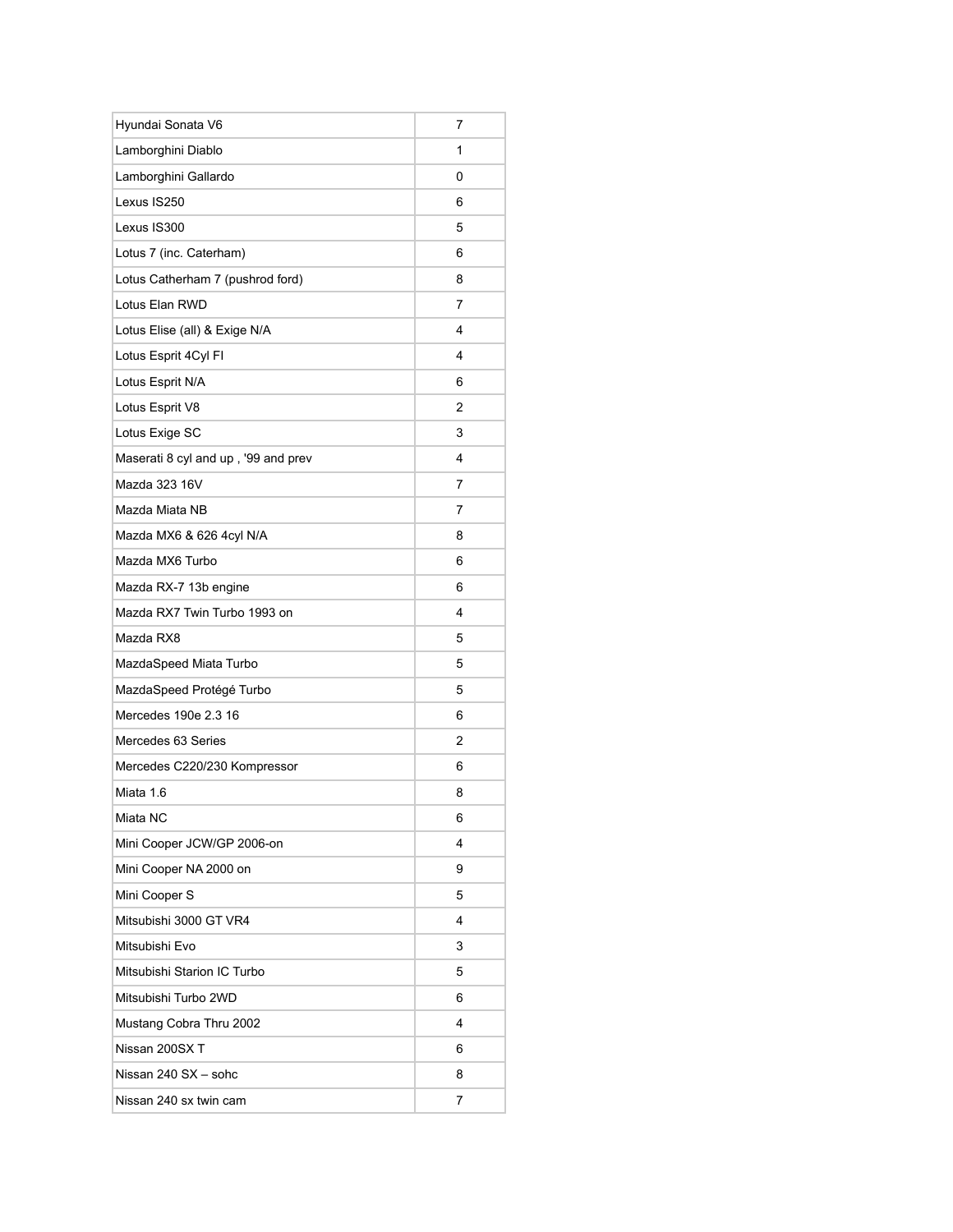| | |
|---|---|
| Hyundai Sonata V6 | 7 |
| Lamborghini Diablo | 1 |
| Lamborghini Gallardo | 0 |
| Lexus IS250 | 6 |
| Lexus IS300 | 5 |
| Lotus 7 (inc. Caterham) | 6 |
| Lotus Catherham 7 (pushrod ford) | 8 |
| Lotus Elan RWD | 7 |
| Lotus Elise (all) & Exige N/A | 4 |
| Lotus Esprit 4Cyl FI | 4 |
| Lotus Esprit N/A | 6 |
| Lotus Esprit V8 | 2 |
| Lotus Exige SC | 3 |
| Maserati 8 cyl and up , '99 and prev | 4 |
| Mazda 323 16V | 7 |
| Mazda Miata NB | 7 |
| Mazda MX6 & 626 4cyl N/A | 8 |
| Mazda MX6 Turbo | 6 |
| Mazda RX-7 13b engine | 6 |
| Mazda RX7 Twin Turbo 1993 on | 4 |
| Mazda RX8 | 5 |
| MazdaSpeed Miata Turbo | 5 |
| MazdaSpeed Protégé Turbo | 5 |
| Mercedes 190e 2.3 16 | 6 |
| Mercedes 63 Series | 2 |
| Mercedes C220/230 Kompressor | 6 |
| Miata 1.6 | 8 |
| Miata NC | 6 |
| Mini Cooper JCW/GP 2006-on | 4 |
| Mini Cooper NA 2000 on | 9 |
| Mini Cooper S | 5 |
| Mitsubishi 3000 GT VR4 | 4 |
| Mitsubishi Evo | 3 |
| Mitsubishi Starion IC Turbo | 5 |
| Mitsubishi Turbo 2WD | 6 |
| Mustang Cobra Thru 2002 | 4 |
| Nissan 200SX T | 6 |
| Nissan 240 SX – sohc | 8 |
| Nissan 240 sx twin cam | 7 |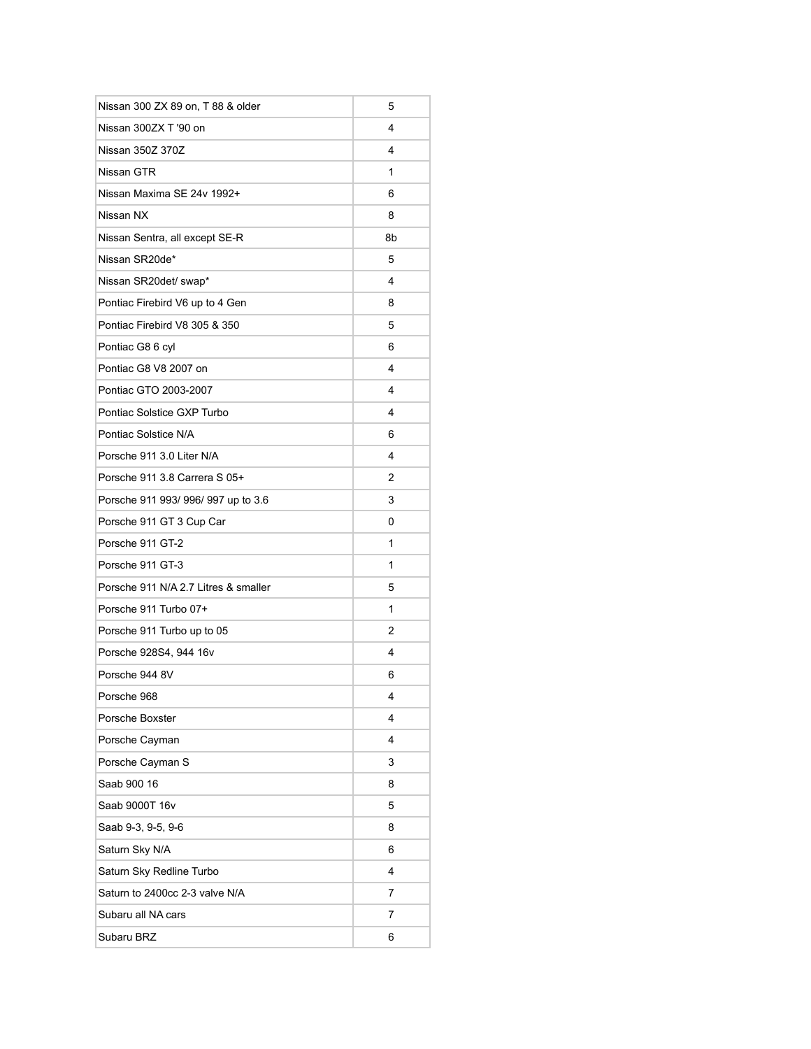| Nissan 300 ZX 89 on, T 88 & older | 5 |
|---|---|
| Nissan 300ZX T '90 on | 4 |
| Nissan 350Z 370Z | 4 |
| Nissan GTR | 1 |
| Nissan Maxima SE 24v 1992+ | 6 |
| Nissan NX | 8 |
| Nissan Sentra, all except SE-R | 8b |
| Nissan SR20de* | 5 |
| Nissan SR20det/ swap* | 4 |
| Pontiac Firebird V6 up to 4 Gen | 8 |
| Pontiac Firebird V8 305 & 350 | 5 |
| Pontiac G8 6 cyl | 6 |
| Pontiac G8 V8 2007 on | 4 |
| Pontiac GTO 2003-2007 | 4 |
| Pontiac Solstice GXP Turbo | 4 |
| Pontiac Solstice N/A | 6 |
| Porsche 911 3.0 Liter N/A | 4 |
| Porsche 911 3.8 Carrera S 05+ | 2 |
| Porsche 911 993/ 996/ 997 up to 3.6 | 3 |
| Porsche 911 GT 3 Cup Car | 0 |
| Porsche 911 GT-2 | 1 |
| Porsche 911 GT-3 | 1 |
| Porsche 911 N/A 2.7 Litres & smaller | 5 |
| Porsche 911 Turbo 07+ | 1 |
| Porsche 911 Turbo up to 05 | 2 |
| Porsche 928S4, 944 16v | 4 |
| Porsche 944 8V | 6 |
| Porsche 968 | 4 |
| Porsche Boxster | 4 |
| Porsche Cayman | 4 |
| Porsche Cayman S | 3 |
| Saab 900 16 | 8 |
| Saab 9000T 16v | 5 |
| Saab 9-3, 9-5, 9-6 | 8 |
| Saturn Sky N/A | 6 |
| Saturn Sky Redline Turbo | 4 |
| Saturn to 2400cc 2-3 valve N/A | 7 |
| Subaru all NA cars | 7 |
| Subaru BRZ | 6 |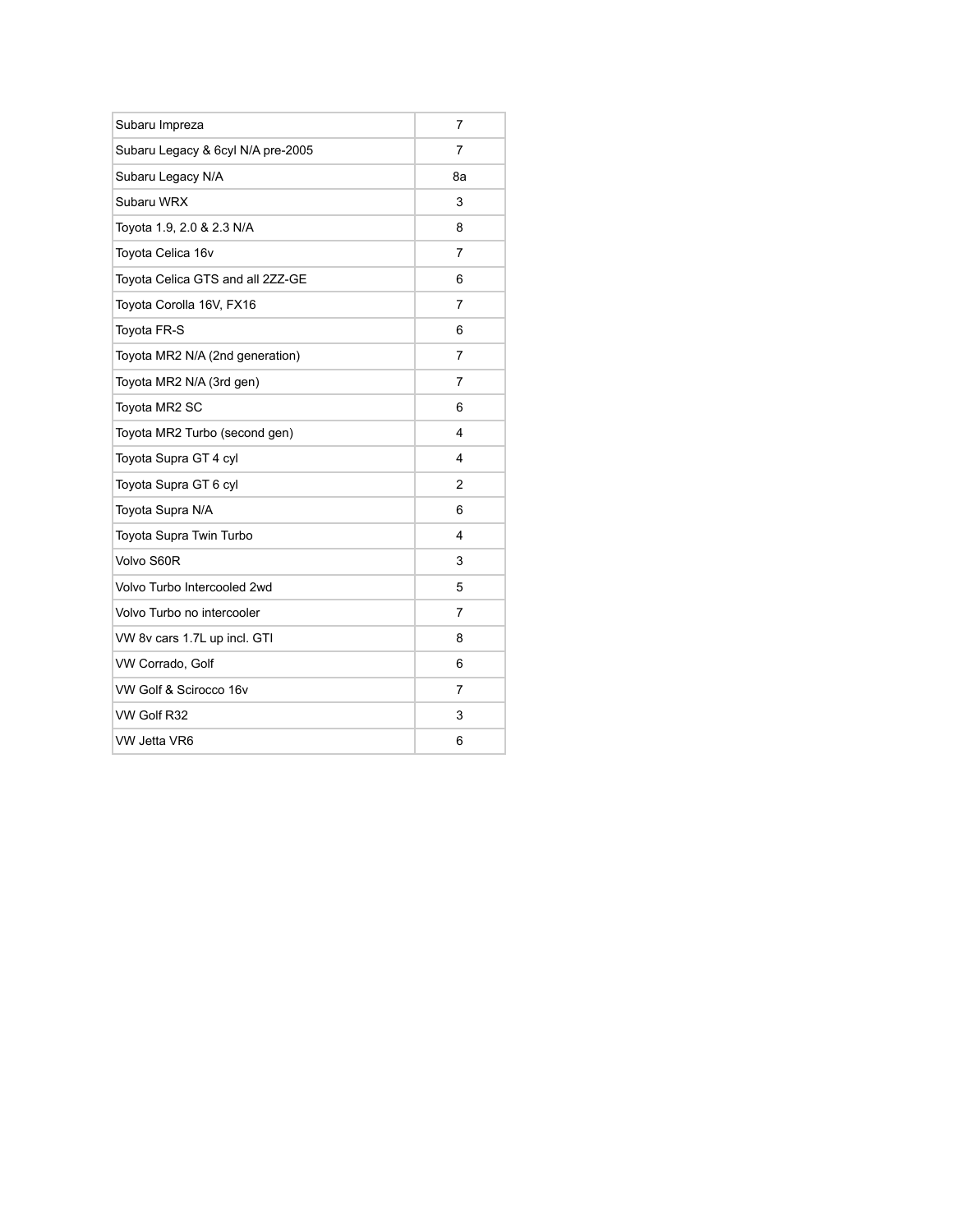| Subaru Impreza | 7 |
|---|---|
| Subaru Legacy & 6cyl N/A pre-2005 | 7 |
| Subaru Legacy N/A | 8a |
| Subaru WRX | 3 |
| Toyota 1.9, 2.0 & 2.3 N/A | 8 |
| Toyota Celica 16v | 7 |
| Toyota Celica GTS and all 2ZZ-GE | 6 |
| Toyota Corolla 16V, FX16 | 7 |
| Toyota FR-S | 6 |
| Toyota MR2 N/A (2nd generation) | 7 |
| Toyota MR2 N/A (3rd gen) | 7 |
| Toyota MR2 SC | 6 |
| Toyota MR2 Turbo (second gen) | 4 |
| Toyota Supra GT 4 cyl | 4 |
| Toyota Supra GT 6 cyl | 2 |
| Toyota Supra N/A | 6 |
| Toyota Supra Twin Turbo | 4 |
| Volvo S60R | 3 |
| Volvo Turbo Intercooled 2wd | 5 |
| Volvo Turbo no intercooler | 7 |
| VW 8v cars 1.7L up incl. GTI | 8 |
| VW Corrado, Golf | 6 |
| VW Golf & Scirocco 16v | 7 |
| VW Golf R32 | 3 |
| VW Jetta VR6 | 6 |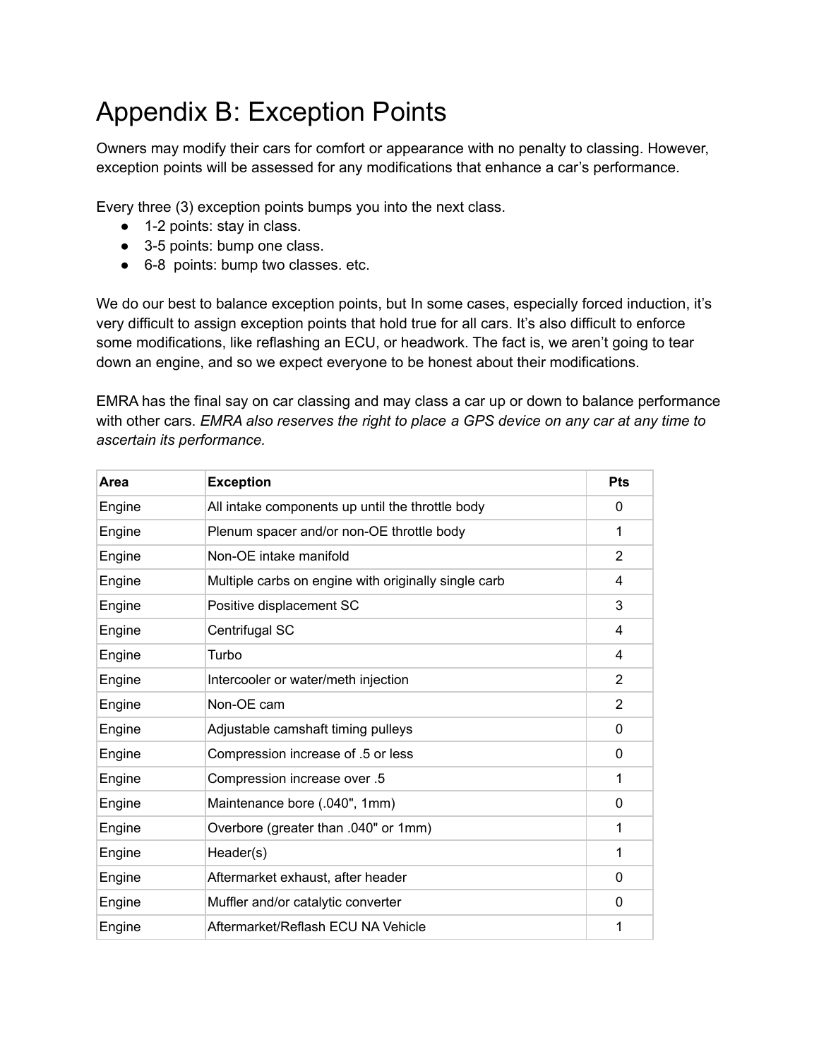# Appendix B: Exception Points

Owners may modify their cars for comfort or appearance with no penalty to classing. However, exception points will be assessed for any modifications that enhance a car's performance.

Every three (3) exception points bumps you into the next class.

- 1-2 points: stay in class.
- 3-5 points: bump one class.
- 6-8 points: bump two classes. etc.

We do our best to balance exception points, but In some cases, especially forced induction, it's very difficult to assign exception points that hold true for all cars. It's also difficult to enforce some modifications, like reflashing an ECU, or headwork. The fact is, we aren't going to tear down an engine, and so we expect everyone to be honest about their modifications.

EMRA has the final say on car classing and may class a car up or down to balance performance with other cars. *EMRA also reserves the right to place a GPS device on any car at any time to ascertain its performance.*

| Area | Exception | Pts |
|---|---|---|
| Engine | All intake components up until the throttle body | 0 |
| Engine | Plenum spacer and/or non-OE throttle body | 1 |
| Engine | Non-OE intake manifold | 2 |
| Engine | Multiple carbs on engine with originally single carb | 4 |
| Engine | Positive displacement SC | 3 |
| Engine | Centrifugal SC | 4 |
| Engine | Turbo | 4 |
| Engine | Intercooler or water/meth injection | 2 |
| Engine | Non-OE cam | 2 |
| Engine | Adjustable camshaft timing pulleys | 0 |
| Engine | Compression increase of .5 or less | 0 |
| Engine | Compression increase over .5 | 1 |
| Engine | Maintenance bore (.040", 1mm) | 0 |
| Engine | Overbore (greater than .040" or 1mm) | 1 |
| Engine | Header(s) | 1 |
| Engine | Aftermarket exhaust, after header | 0 |
| Engine | Muffler and/or catalytic converter | 0 |
| Engine | Aftermarket/Reflash ECU NA Vehicle | 1 |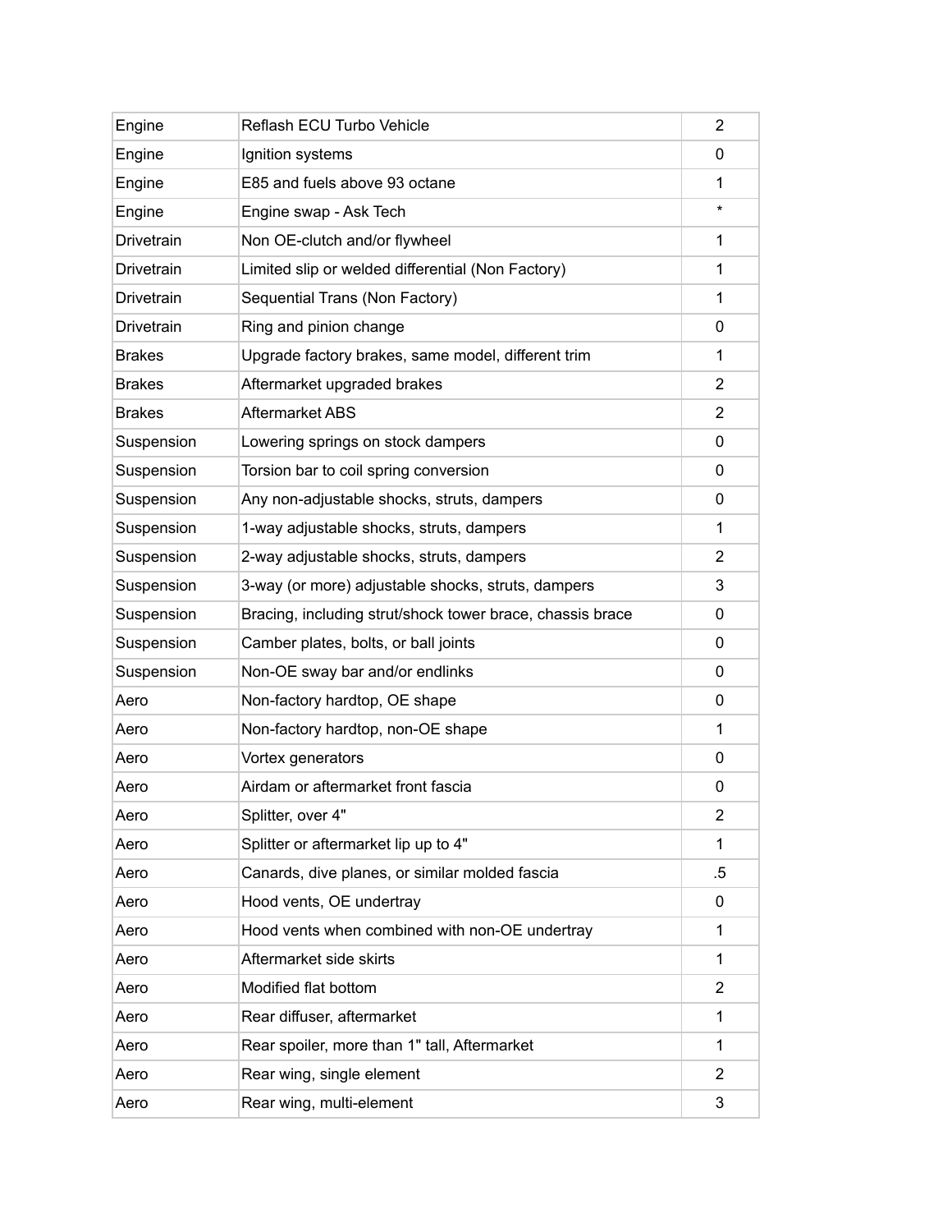| | | |
|---|---|---|
| Engine | Reflash ECU Turbo Vehicle | 2 |
| Engine | Ignition systems | 0 |
| Engine | E85 and fuels above 93 octane | 1 |
| Engine | Engine swap - Ask Tech | * |
| Drivetrain | Non OE-clutch and/or flywheel | 1 |
| Drivetrain | Limited slip or welded differential (Non Factory) | 1 |
| Drivetrain | Sequential Trans (Non Factory) | 1 |
| Drivetrain | Ring and pinion change | 0 |
| Brakes | Upgrade factory brakes, same model, different trim | 1 |
| Brakes | Aftermarket upgraded brakes | 2 |
| Brakes | Aftermarket ABS | 2 |
| Suspension | Lowering springs on stock dampers | 0 |
| Suspension | Torsion bar to coil spring conversion | 0 |
| Suspension | Any non-adjustable shocks, struts, dampers | 0 |
| Suspension | 1-way adjustable shocks, struts, dampers | 1 |
| Suspension | 2-way adjustable shocks, struts, dampers | 2 |
| Suspension | 3-way (or more) adjustable shocks, struts, dampers | 3 |
| Suspension | Bracing, including strut/shock tower brace, chassis brace | 0 |
| Suspension | Camber plates, bolts, or ball joints | 0 |
| Suspension | Non-OE sway bar and/or endlinks | 0 |
| Aero | Non-factory hardtop, OE shape | 0 |
| Aero | Non-factory hardtop, non-OE shape | 1 |
| Aero | Vortex generators | 0 |
| Aero | Airdam or aftermarket front fascia | 0 |
| Aero | Splitter, over 4" | 2 |
| Aero | Splitter or aftermarket lip up to 4" | 1 |
| Aero | Canards, dive planes, or similar molded fascia | .5 |
| Aero | Hood vents, OE undertray | 0 |
| Aero | Hood vents when combined with non-OE undertray | 1 |
| Aero | Aftermarket side skirts | 1 |
| Aero | Modified flat bottom | 2 |
| Aero | Rear diffuser, aftermarket | 1 |
| Aero | Rear spoiler, more than 1" tall, Aftermarket | 1 |
| Aero | Rear wing, single element | 2 |
| Aero | Rear wing, multi-element | 3 |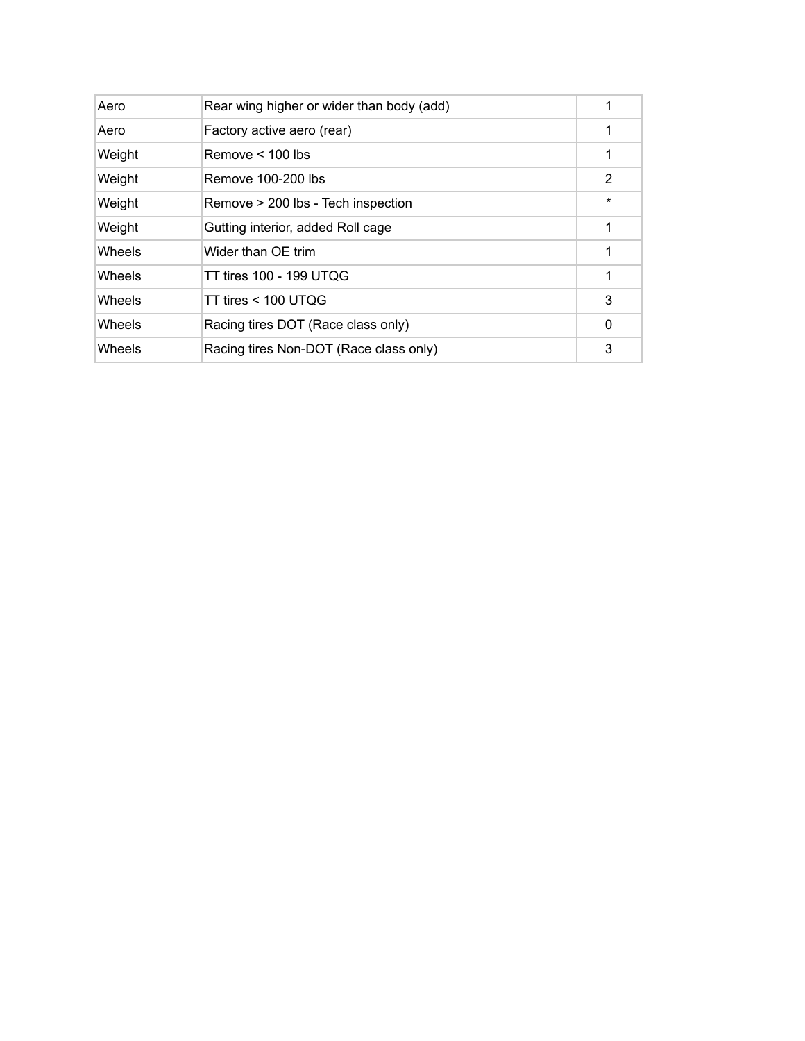| | | |
|---|---|---|
| Aero | Rear wing higher or wider than body (add) | 1 |
| Aero | Factory active aero (rear) | 1 |
| Weight | Remove < 100 lbs | 1 |
| Weight | Remove 100-200 lbs | 2 |
| Weight | Remove > 200 lbs - Tech inspection | * |
| Weight | Gutting interior, added Roll cage | 1 |
| Wheels | Wider than OE trim | 1 |
| Wheels | TT tires 100 - 199 UTQG | 1 |
| Wheels | TT tires < 100 UTQG | 3 |
| Wheels | Racing tires DOT (Race class only) | 0 |
| Wheels | Racing tires Non-DOT (Race class only) | 3 |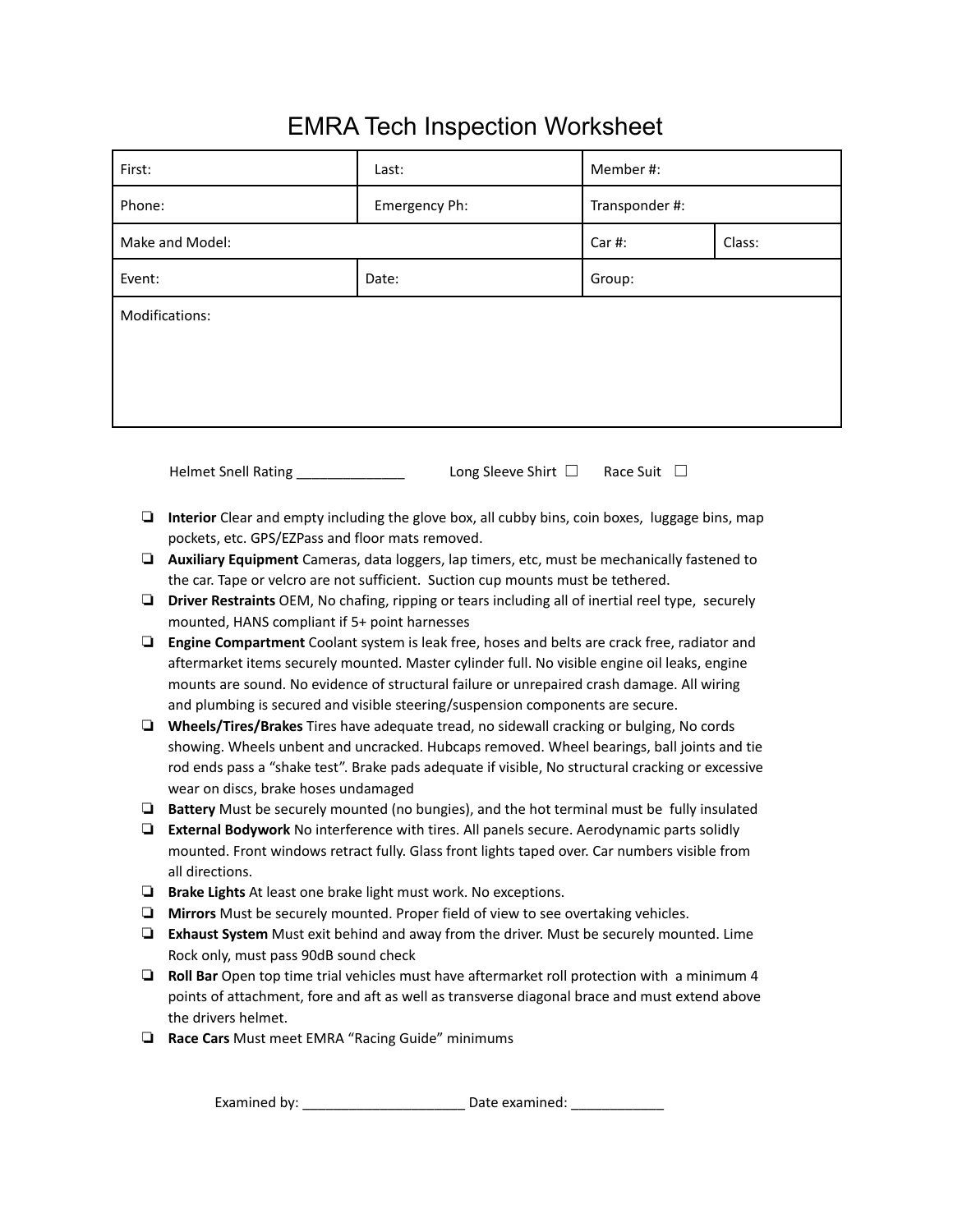# EMRA Tech Inspection Worksheet

| | | | |
|---|---|---|---|
| First: | Last: | Member #: | |
| Phone: | Emergency Ph: | Transponder #: | |
| Make and Model: | | Car #: | Class: |
| Event: | Date: | Group: | |
| Modifications: | | | |

Helmet Snell Rating ______________ Long Sleeve Shirt ☐ Race Suit ☐

- ❏ **Interior** Clear and empty including the glove box, all cubby bins, coin boxes, luggage bins, map pockets, etc. GPS/EZPass and floor mats removed.
- ❏ **Auxiliary Equipment** Cameras, data loggers, lap timers, etc, must be mechanically fastened to the car. Tape or velcro are not sufficient. Suction cup mounts must be tethered.
- ❏ **Driver Restraints** OEM, No chafing, ripping or tears including all of inertial reel type, securely mounted, HANS compliant if 5+ point harnesses
- ❏ **Engine Compartment** Coolant system is leak free, hoses and belts are crack free, radiator and aftermarket items securely mounted. Master cylinder full. No visible engine oil leaks, engine mounts are sound. No evidence of structural failure or unrepaired crash damage. All wiring and plumbing is secured and visible steering/suspension components are secure.
- ❏ **Wheels/Tires/Brakes** Tires have adequate tread, no sidewall cracking or bulging, No cords showing. Wheels unbent and uncracked. Hubcaps removed. Wheel bearings, ball joints and tie rod ends pass a "shake test". Brake pads adequate if visible, No structural cracking or excessive wear on discs, brake hoses undamaged
- ❏ **Battery** Must be securely mounted (no bungies), and the hot terminal must be fully insulated
- ❏ **External Bodywork** No interference with tires. All panels secure. Aerodynamic parts solidly mounted. Front windows retract fully. Glass front lights taped over. Car numbers visible from all directions.
- ❏ **Brake Lights** At least one brake light must work. No exceptions.
- ❏ **Mirrors** Must be securely mounted. Proper field of view to see overtaking vehicles.
- ❏ **Exhaust System** Must exit behind and away from the driver. Must be securely mounted. Lime Rock only, must pass 90dB sound check
- ❏ **Roll Bar** Open top time trial vehicles must have aftermarket roll protection with a minimum 4 points of attachment, fore and aft as well as transverse diagonal brace and must extend above the drivers helmet.
- ❏ **Race Cars** Must meet EMRA "Racing Guide" minimums

Examined by: _____________________ Date examined: ____________